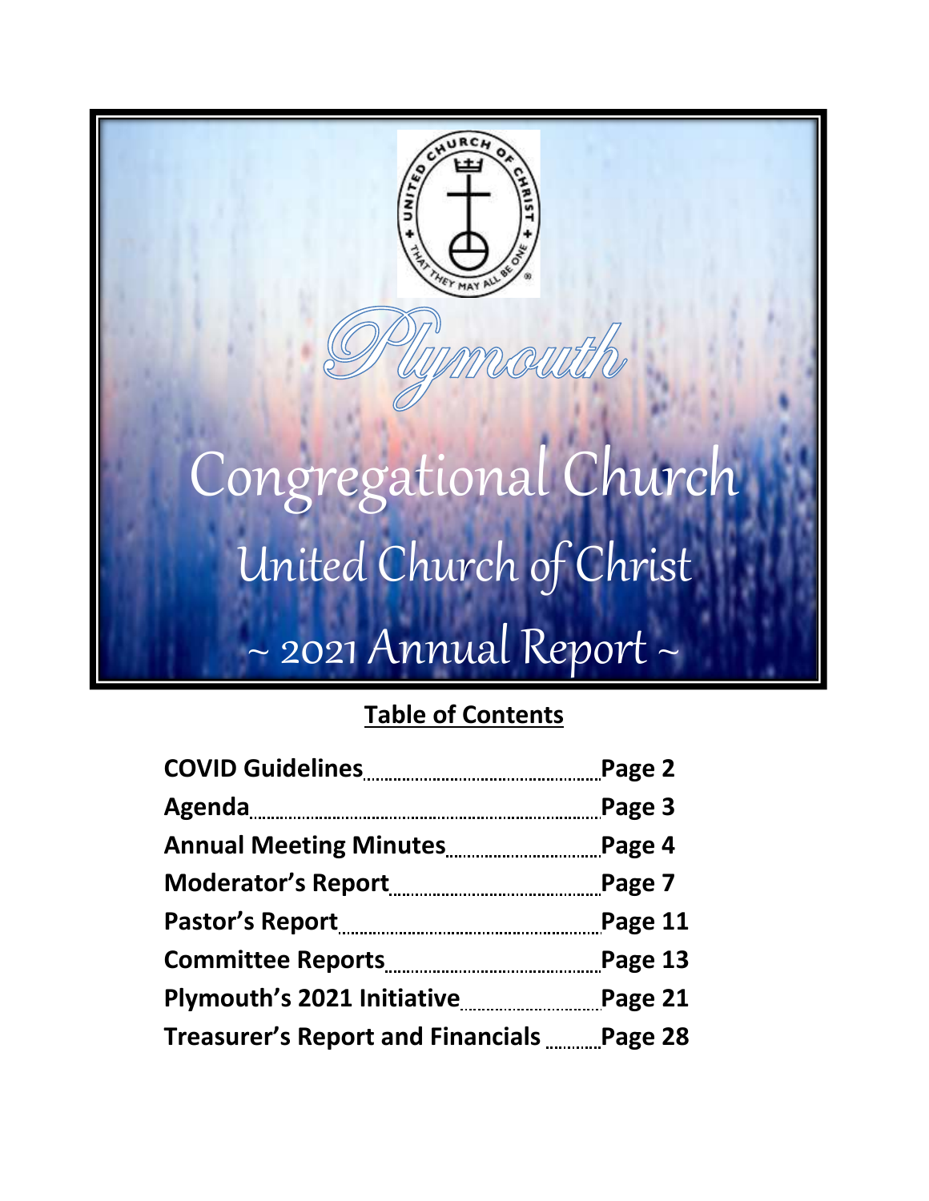# Plymouth Congregational Church

## United Church of Christ

## ~ 2021 Annual Report ~

**Table of Contents**

| | |
|---|---|
| **COVID Guidelines** | **Page 2** |
| **Agenda** | **Page 3** |
| **Annual Meeting Minutes** | **Page 4** |
| **Moderator's Report** | **Page 7** |
| **Pastor's Report** | **Page 11** |
| **Committee Reports** | **Page 13** |
| **Plymouth's 2021 Initiative** | **Page 21** |
| **Treasurer's Report and Financials** | **Page 28** |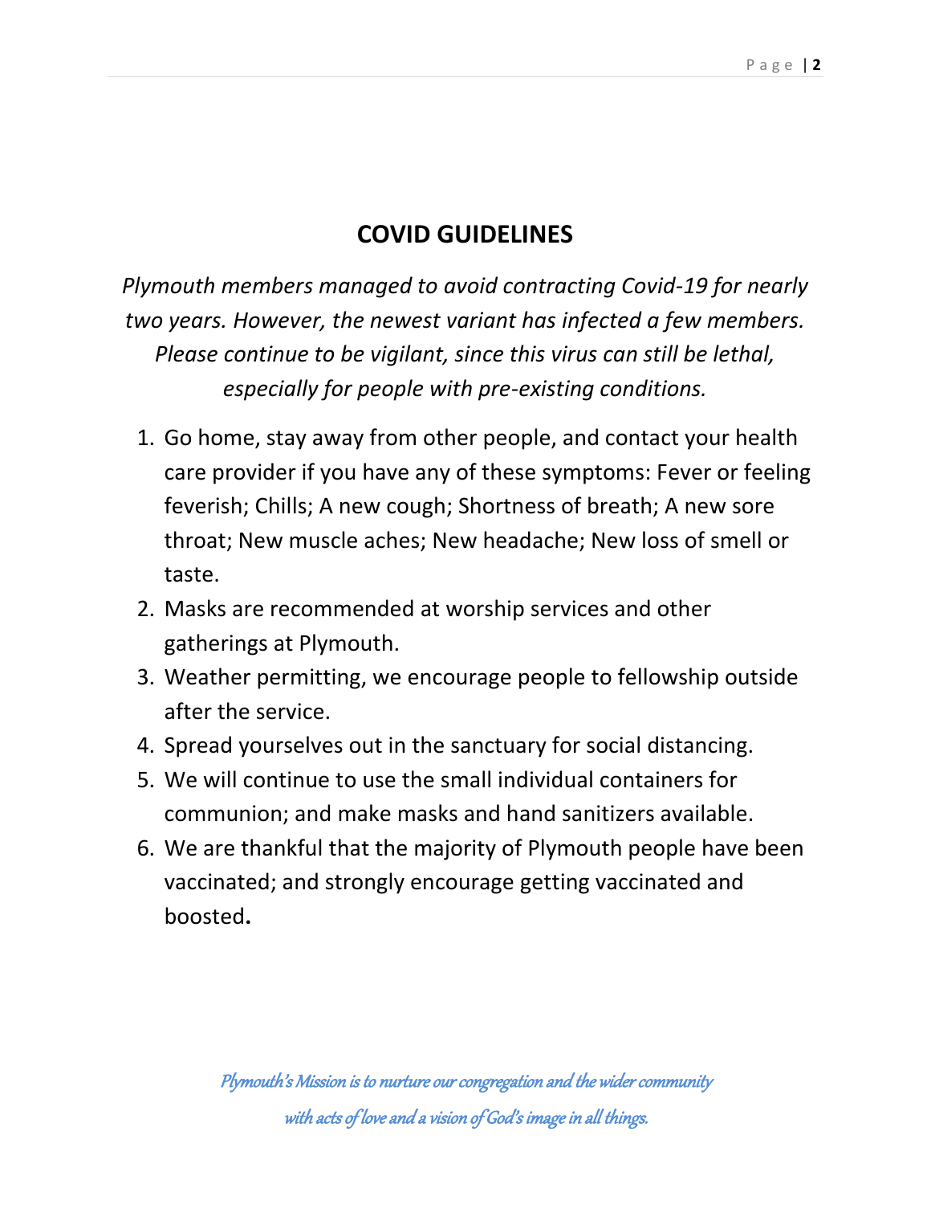## COVID GUIDELINES

*Plymouth members managed to avoid contracting Covid-19 for nearly two years. However, the newest variant has infected a few members. Please continue to be vigilant, since this virus can still be lethal, especially for people with pre-existing conditions.*

1. Go home, stay away from other people, and contact your health care provider if you have any of these symptoms: Fever or feeling feverish; Chills; A new cough; Shortness of breath; A new sore throat; New muscle aches; New headache; New loss of smell or taste.
2. Masks are recommended at worship services and other gatherings at Plymouth.
3. Weather permitting, we encourage people to fellowship outside after the service.
4. Spread yourselves out in the sanctuary for social distancing.
5. We will continue to use the small individual containers for communion; and make masks and hand sanitizers available.
6. We are thankful that the majority of Plymouth people have been vaccinated; and strongly encourage getting vaccinated and boosted**.**

*Plymouth's Mission is to nurture our congregation and the wider community with acts of love and a vision of God's image in all things.*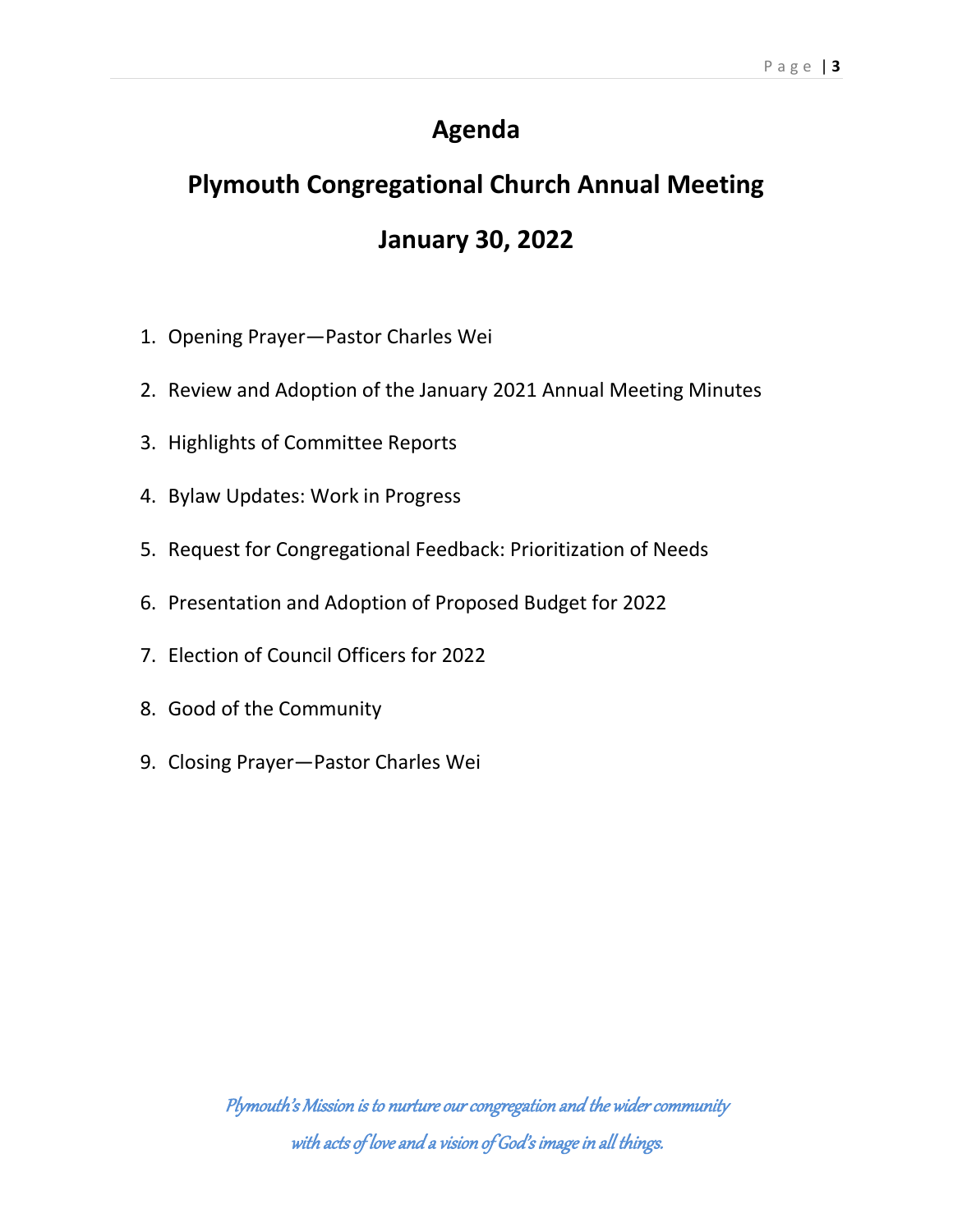# Agenda

# Plymouth Congregational Church Annual Meeting

# January 30, 2022

1. Opening Prayer—Pastor Charles Wei
2. Review and Adoption of the January 2021 Annual Meeting Minutes
3. Highlights of Committee Reports
4. Bylaw Updates: Work in Progress
5. Request for Congregational Feedback: Prioritization of Needs
6. Presentation and Adoption of Proposed Budget for 2022
7. Election of Council Officers for 2022
8. Good of the Community
9. Closing Prayer—Pastor Charles Wei

*Plymouth's Mission is to nurture our congregation and the wider community with acts of love and a vision of God's image in all things.*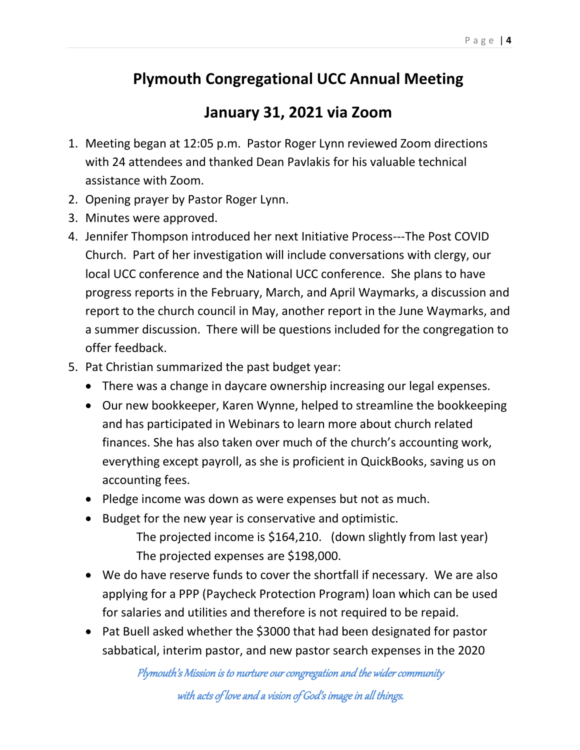# Plymouth Congregational UCC Annual Meeting

## January 31, 2021 via Zoom

1. Meeting began at 12:05 p.m. Pastor Roger Lynn reviewed Zoom directions with 24 attendees and thanked Dean Pavlakis for his valuable technical assistance with Zoom.
2. Opening prayer by Pastor Roger Lynn.
3. Minutes were approved.
4. Jennifer Thompson introduced her next Initiative Process---The Post COVID Church. Part of her investigation will include conversations with clergy, our local UCC conference and the National UCC conference. She plans to have progress reports in the February, March, and April Waymarks, a discussion and report to the church council in May, another report in the June Waymarks, and a summer discussion. There will be questions included for the congregation to offer feedback.
5. Pat Christian summarized the past budget year:
   - There was a change in daycare ownership increasing our legal expenses.
   - Our new bookkeeper, Karen Wynne, helped to streamline the bookkeeping and has participated in Webinars to learn more about church related finances. She has also taken over much of the church's accounting work, everything except payroll, as she is proficient in QuickBooks, saving us on accounting fees.
   - Pledge income was down as were expenses but not as much.
   - Budget for the new year is conservative and optimistic.

     The projected income is $164,210. (down slightly from last year)

     The projected expenses are $198,000.
   - We do have reserve funds to cover the shortfall if necessary. We are also applying for a PPP (Paycheck Protection Program) loan which can be used for salaries and utilities and therefore is not required to be repaid.
   - Pat Buell asked whether the $3000 that had been designated for pastor sabbatical, interim pastor, and new pastor search expenses in the 2020

*Plymouth's Mission is to nurture our congregation and the wider community with acts of love and a vision of God's image in all things.*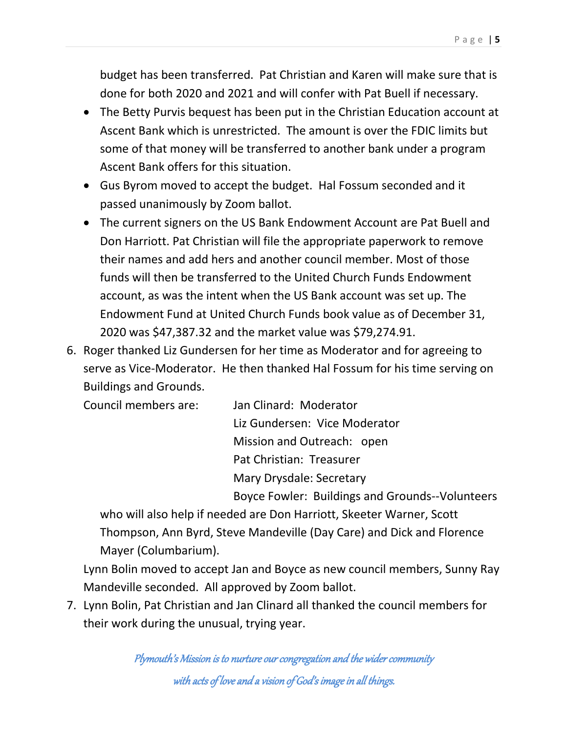budget has been transferred. Pat Christian and Karen will make sure that is done for both 2020 and 2021 and will confer with Pat Buell if necessary.

- The Betty Purvis bequest has been put in the Christian Education account at Ascent Bank which is unrestricted. The amount is over the FDIC limits but some of that money will be transferred to another bank under a program Ascent Bank offers for this situation.
- Gus Byrom moved to accept the budget. Hal Fossum seconded and it passed unanimously by Zoom ballot.
- The current signers on the US Bank Endowment Account are Pat Buell and Don Harriott. Pat Christian will file the appropriate paperwork to remove their names and add hers and another council member. Most of those funds will then be transferred to the United Church Funds Endowment account, as was the intent when the US Bank account was set up. The Endowment Fund at United Church Funds book value as of December 31, 2020 was $47,387.32 and the market value was $79,274.91.

6. Roger thanked Liz Gundersen for her time as Moderator and for agreeing to serve as Vice-Moderator. He then thanked Hal Fossum for his time serving on Buildings and Grounds.

   Council members are:
   - Jan Clinard: Moderator
   - Liz Gundersen: Vice Moderator
   - Mission and Outreach: open
   - Pat Christian: Treasurer
   - Mary Drysdale: Secretary
   - Boyce Fowler: Buildings and Grounds--Volunteers who will also help if needed are Don Harriott, Skeeter Warner, Scott Thompson, Ann Byrd, Steve Mandeville (Day Care) and Dick and Florence Mayer (Columbarium).

   Lynn Bolin moved to accept Jan and Boyce as new council members, Sunny Ray Mandeville seconded. All approved by Zoom ballot.

7. Lynn Bolin, Pat Christian and Jan Clinard all thanked the council members for their work during the unusual, trying year.

*Plymouth's Mission is to nurture our congregation and the wider community with acts of love and a vision of God's image in all things.*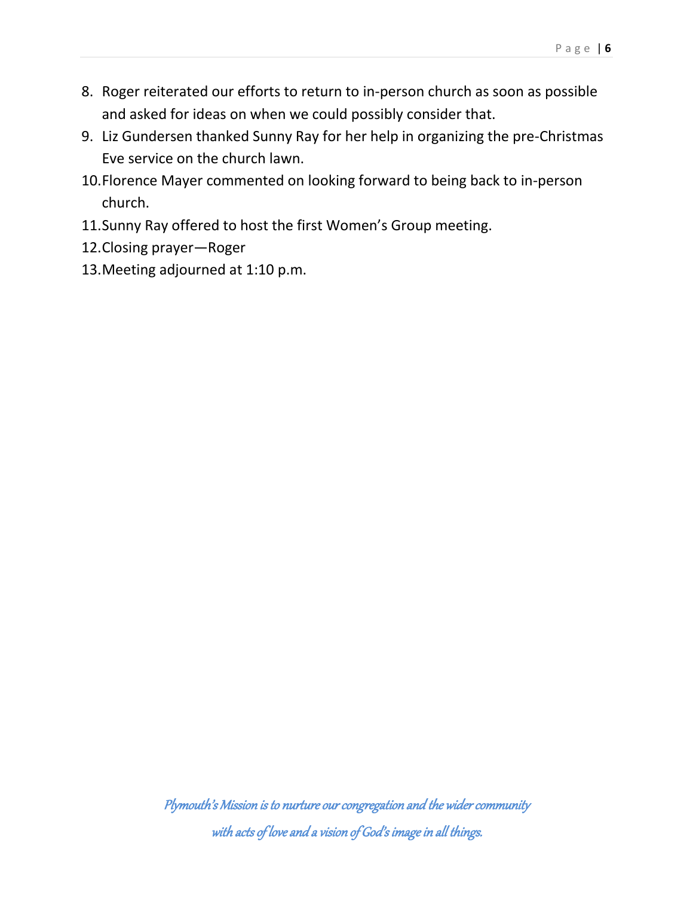8. Roger reiterated our efforts to return to in-person church as soon as possible and asked for ideas on when we could possibly consider that.
9. Liz Gundersen thanked Sunny Ray for her help in organizing the pre-Christmas Eve service on the church lawn.
10. Florence Mayer commented on looking forward to being back to in-person church.
11. Sunny Ray offered to host the first Women's Group meeting.
12. Closing prayer—Roger
13. Meeting adjourned at 1:10 p.m.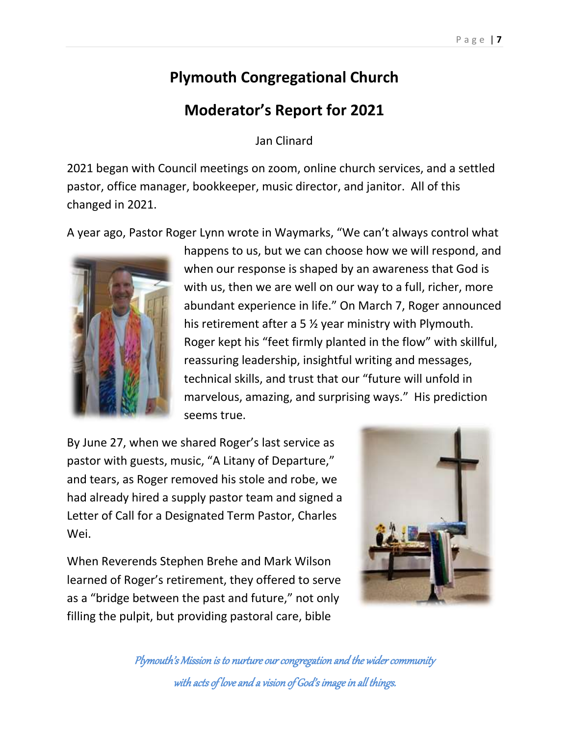# Plymouth Congregational Church

## Moderator's Report for 2021

Jan Clinard

2021 began with Council meetings on zoom, online church services, and a settled pastor, office manager, bookkeeper, music director, and janitor. All of this changed in 2021.

A year ago, Pastor Roger Lynn wrote in Waymarks, "We can't always control what happens to us, but we can choose how we will respond, and when our response is shaped by an awareness that God is with us, then we are well on our way to a full, richer, more abundant experience in life." On March 7, Roger announced his retirement after a 5 ½ year ministry with Plymouth. Roger kept his "feet firmly planted in the flow" with skillful, reassuring leadership, insightful writing and messages, technical skills, and trust that our "future will unfold in marvelous, amazing, and surprising ways." His prediction seems true.

By June 27, when we shared Roger's last service as pastor with guests, music, "A Litany of Departure," and tears, as Roger removed his stole and robe, we had already hired a supply pastor team and signed a Letter of Call for a Designated Term Pastor, Charles Wei.

When Reverends Stephen Brehe and Mark Wilson learned of Roger's retirement, they offered to serve as a "bridge between the past and future," not only filling the pulpit, but providing pastoral care, bible

*Plymouth's Mission is to nurture our congregation and the wider community with acts of love and a vision of God's image in all things.*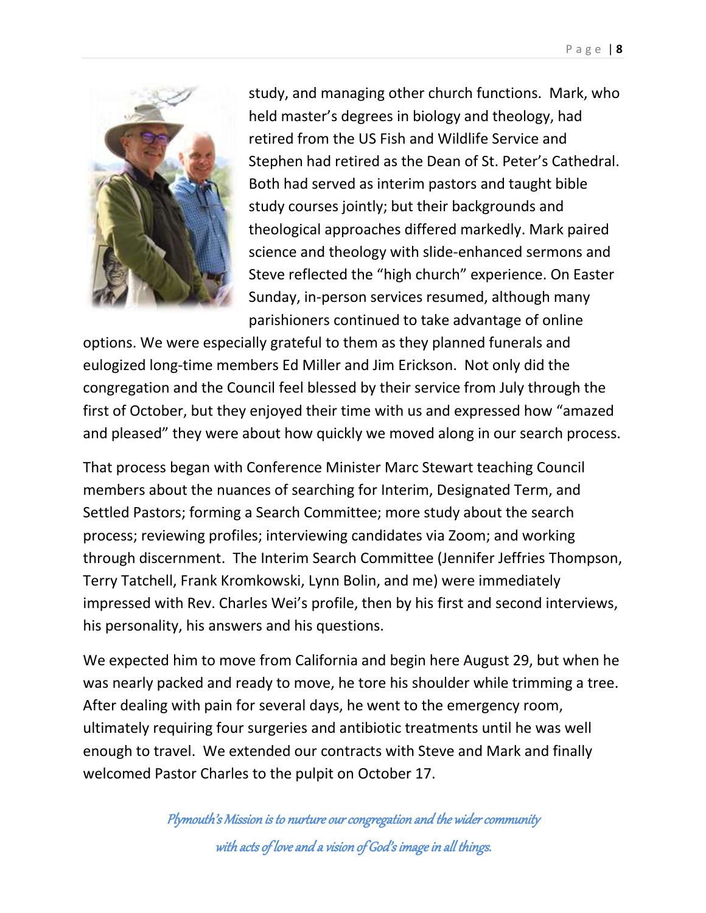study, and managing other church functions. Mark, who held master's degrees in biology and theology, had retired from the US Fish and Wildlife Service and Stephen had retired as the Dean of St. Peter's Cathedral. Both had served as interim pastors and taught bible study courses jointly; but their backgrounds and theological approaches differed markedly. Mark paired science and theology with slide-enhanced sermons and Steve reflected the "high church" experience. On Easter Sunday, in-person services resumed, although many parishioners continued to take advantage of online options. We were especially grateful to them as they planned funerals and eulogized long-time members Ed Miller and Jim Erickson. Not only did the congregation and the Council feel blessed by their service from July through the first of October, but they enjoyed their time with us and expressed how "amazed and pleased" they were about how quickly we moved along in our search process.

That process began with Conference Minister Marc Stewart teaching Council members about the nuances of searching for Interim, Designated Term, and Settled Pastors; forming a Search Committee; more study about the search process; reviewing profiles; interviewing candidates via Zoom; and working through discernment. The Interim Search Committee (Jennifer Jeffries Thompson, Terry Tatchell, Frank Kromkowski, Lynn Bolin, and me) were immediately impressed with Rev. Charles Wei's profile, then by his first and second interviews, his personality, his answers and his questions.

We expected him to move from California and begin here August 29, but when he was nearly packed and ready to move, he tore his shoulder while trimming a tree. After dealing with pain for several days, he went to the emergency room, ultimately requiring four surgeries and antibiotic treatments until he was well enough to travel. We extended our contracts with Steve and Mark and finally welcomed Pastor Charles to the pulpit on October 17.

*Plymouth's Mission is to nurture our congregation and the wider community with acts of love and a vision of God's image in all things.*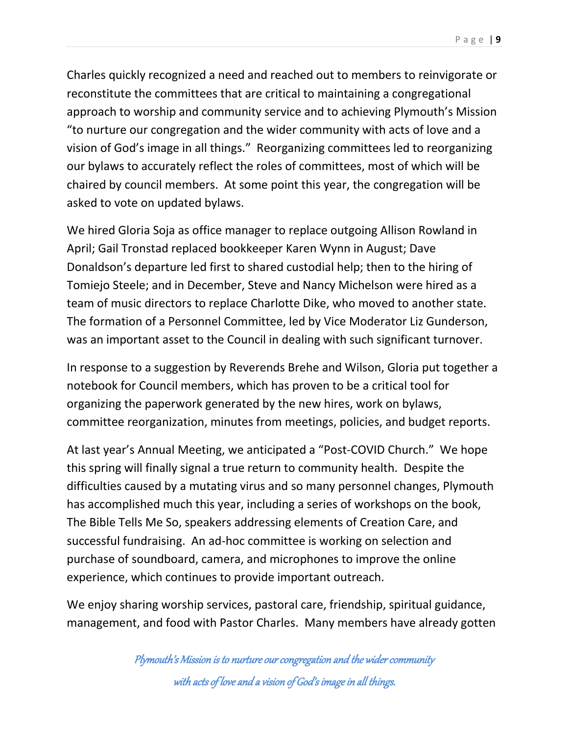Charles quickly recognized a need and reached out to members to reinvigorate or reconstitute the committees that are critical to maintaining a congregational approach to worship and community service and to achieving Plymouth's Mission "to nurture our congregation and the wider community with acts of love and a vision of God's image in all things." Reorganizing committees led to reorganizing our bylaws to accurately reflect the roles of committees, most of which will be chaired by council members. At some point this year, the congregation will be asked to vote on updated bylaws.

We hired Gloria Soja as office manager to replace outgoing Allison Rowland in April; Gail Tronstad replaced bookkeeper Karen Wynn in August; Dave Donaldson's departure led first to shared custodial help; then to the hiring of Tomiejo Steele; and in December, Steve and Nancy Michelson were hired as a team of music directors to replace Charlotte Dike, who moved to another state. The formation of a Personnel Committee, led by Vice Moderator Liz Gunderson, was an important asset to the Council in dealing with such significant turnover.

In response to a suggestion by Reverends Brehe and Wilson, Gloria put together a notebook for Council members, which has proven to be a critical tool for organizing the paperwork generated by the new hires, work on bylaws, committee reorganization, minutes from meetings, policies, and budget reports.

At last year's Annual Meeting, we anticipated a "Post-COVID Church." We hope this spring will finally signal a true return to community health. Despite the difficulties caused by a mutating virus and so many personnel changes, Plymouth has accomplished much this year, including a series of workshops on the book, The Bible Tells Me So, speakers addressing elements of Creation Care, and successful fundraising. An ad-hoc committee is working on selection and purchase of soundboard, camera, and microphones to improve the online experience, which continues to provide important outreach.

We enjoy sharing worship services, pastoral care, friendship, spiritual guidance, management, and food with Pastor Charles. Many members have already gotten

*Plymouth's Mission is to nurture our congregation and the wider community with acts of love and a vision of God's image in all things.*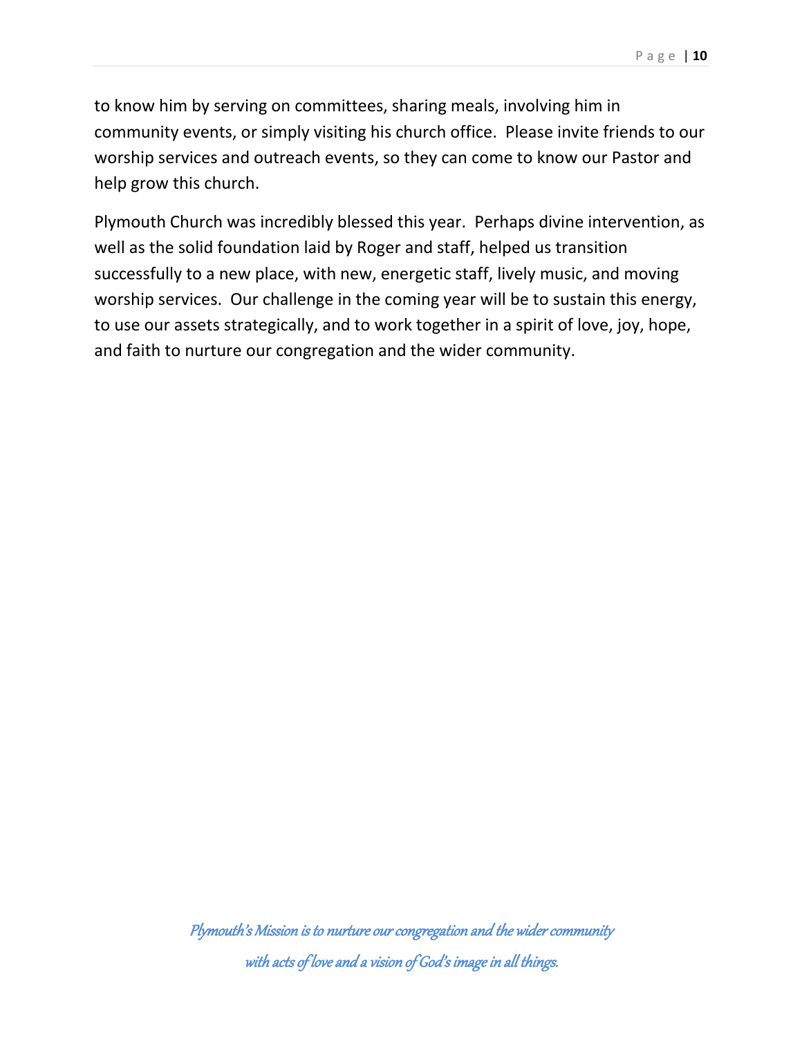to know him by serving on committees, sharing meals, involving him in community events, or simply visiting his church office. Please invite friends to our worship services and outreach events, so they can come to know our Pastor and help grow this church.

Plymouth Church was incredibly blessed this year. Perhaps divine intervention, as well as the solid foundation laid by Roger and staff, helped us transition successfully to a new place, with new, energetic staff, lively music, and moving worship services. Our challenge in the coming year will be to sustain this energy, to use our assets strategically, and to work together in a spirit of love, joy, hope, and faith to nurture our congregation and the wider community.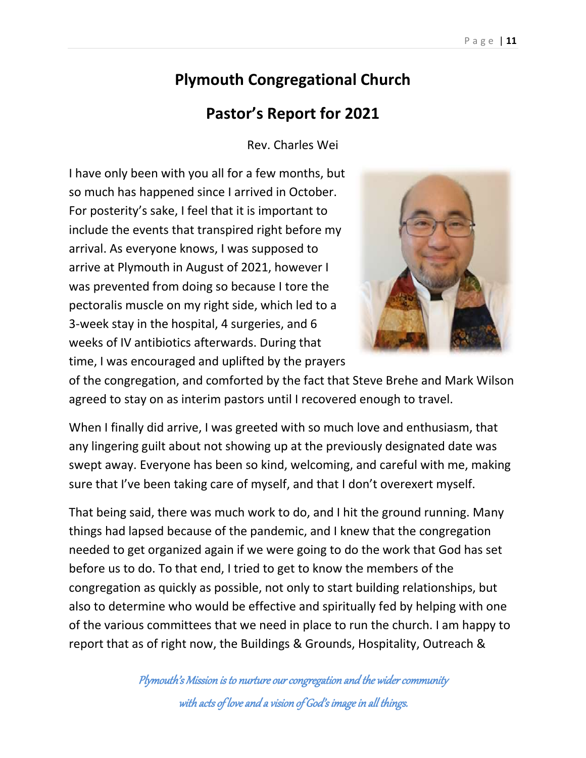# Plymouth Congregational Church

## Pastor's Report for 2021

Rev. Charles Wei

I have only been with you all for a few months, but so much has happened since I arrived in October. For posterity's sake, I feel that it is important to include the events that transpired right before my arrival. As everyone knows, I was supposed to arrive at Plymouth in August of 2021, however I was prevented from doing so because I tore the pectoralis muscle on my right side, which led to a 3-week stay in the hospital, 4 surgeries, and 6 weeks of IV antibiotics afterwards. During that time, I was encouraged and uplifted by the prayers of the congregation, and comforted by the fact that Steve Brehe and Mark Wilson agreed to stay on as interim pastors until I recovered enough to travel.

When I finally did arrive, I was greeted with so much love and enthusiasm, that any lingering guilt about not showing up at the previously designated date was swept away. Everyone has been so kind, welcoming, and careful with me, making sure that I've been taking care of myself, and that I don't overexert myself.

That being said, there was much work to do, and I hit the ground running. Many things had lapsed because of the pandemic, and I knew that the congregation needed to get organized again if we were going to do the work that God has set before us to do. To that end, I tried to get to know the members of the congregation as quickly as possible, not only to start building relationships, but also to determine who would be effective and spiritually fed by helping with one of the various committees that we need in place to run the church. I am happy to report that as of right now, the Buildings & Grounds, Hospitality, Outreach &

*Plymouth's Mission is to nurture our congregation and the wider community with acts of love and a vision of God's image in all things.*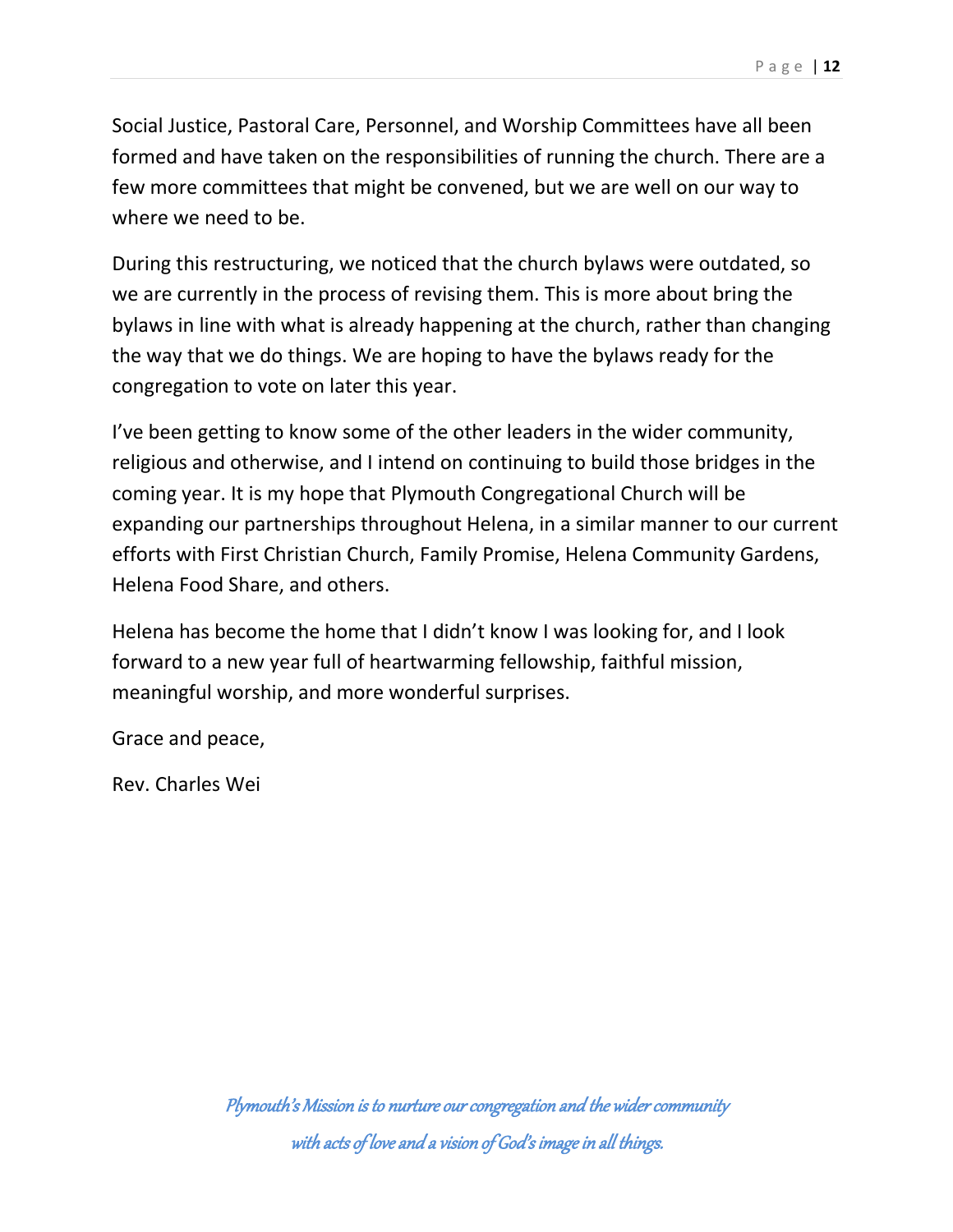Social Justice, Pastoral Care, Personnel, and Worship Committees have all been formed and have taken on the responsibilities of running the church. There are a few more committees that might be convened, but we are well on our way to where we need to be.

During this restructuring, we noticed that the church bylaws were outdated, so we are currently in the process of revising them. This is more about bring the bylaws in line with what is already happening at the church, rather than changing the way that we do things. We are hoping to have the bylaws ready for the congregation to vote on later this year.

I've been getting to know some of the other leaders in the wider community, religious and otherwise, and I intend on continuing to build those bridges in the coming year. It is my hope that Plymouth Congregational Church will be expanding our partnerships throughout Helena, in a similar manner to our current efforts with First Christian Church, Family Promise, Helena Community Gardens, Helena Food Share, and others.

Helena has become the home that I didn't know I was looking for, and I look forward to a new year full of heartwarming fellowship, faithful mission, meaningful worship, and more wonderful surprises.

Grace and peace,

Rev. Charles Wei

*Plymouth's Mission is to nurture our congregation and the wider community with acts of love and a vision of God's image in all things.*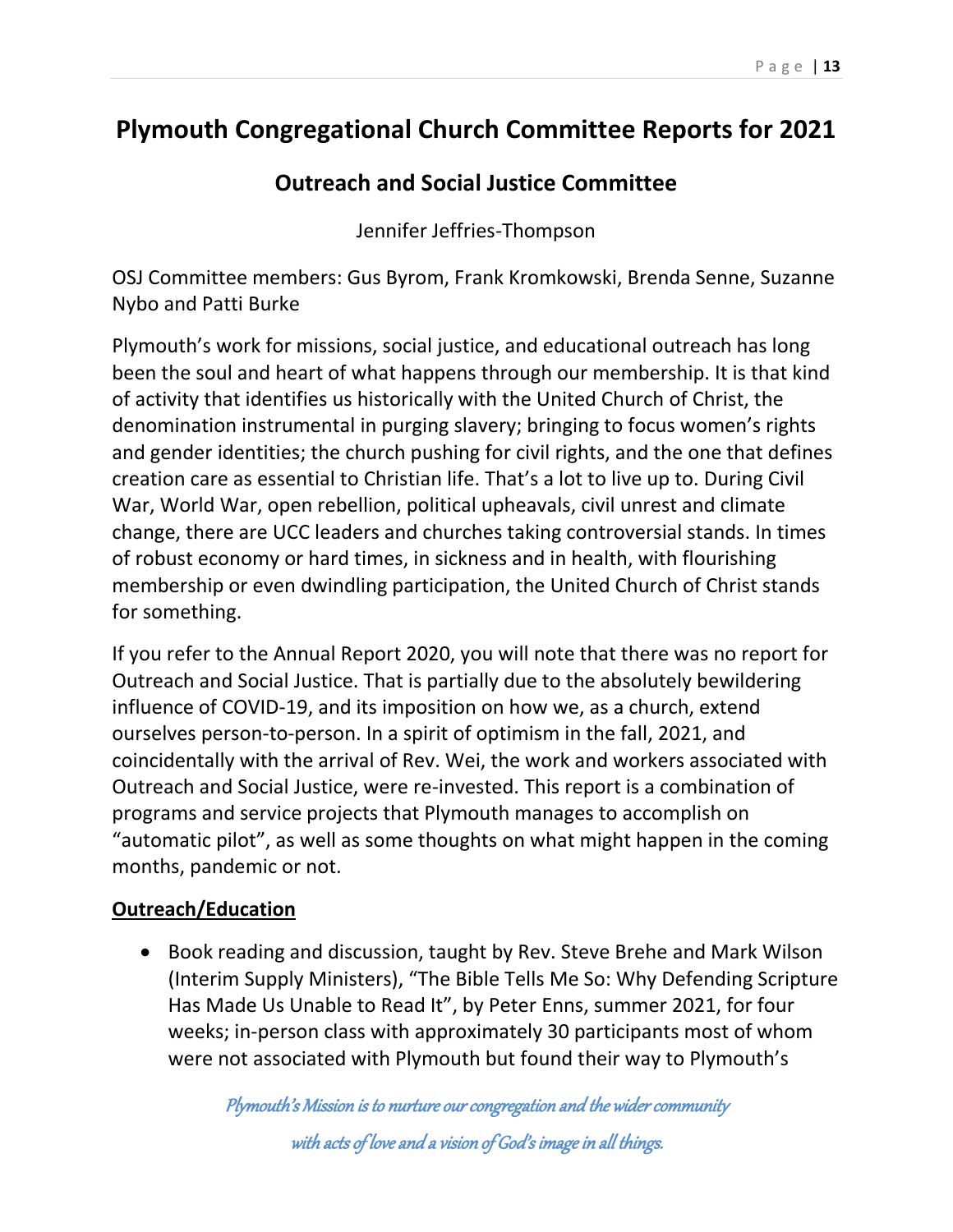# Plymouth Congregational Church Committee Reports for 2021

## Outreach and Social Justice Committee

Jennifer Jeffries-Thompson

OSJ Committee members: Gus Byrom, Frank Kromkowski, Brenda Senne, Suzanne Nybo and Patti Burke

Plymouth's work for missions, social justice, and educational outreach has long been the soul and heart of what happens through our membership. It is that kind of activity that identifies us historically with the United Church of Christ, the denomination instrumental in purging slavery; bringing to focus women's rights and gender identities; the church pushing for civil rights, and the one that defines creation care as essential to Christian life. That's a lot to live up to. During Civil War, World War, open rebellion, political upheavals, civil unrest and climate change, there are UCC leaders and churches taking controversial stands. In times of robust economy or hard times, in sickness and in health, with flourishing membership or even dwindling participation, the United Church of Christ stands for something.

If you refer to the Annual Report 2020, you will note that there was no report for Outreach and Social Justice. That is partially due to the absolutely bewildering influence of COVID-19, and its imposition on how we, as a church, extend ourselves person-to-person. In a spirit of optimism in the fall, 2021, and coincidentally with the arrival of Rev. Wei, the work and workers associated with Outreach and Social Justice, were re-invested. This report is a combination of programs and service projects that Plymouth manages to accomplish on "automatic pilot", as well as some thoughts on what might happen in the coming months, pandemic or not.

**Outreach/Education**

- Book reading and discussion, taught by Rev. Steve Brehe and Mark Wilson (Interim Supply Ministers), "The Bible Tells Me So: Why Defending Scripture Has Made Us Unable to Read It", by Peter Enns, summer 2021, for four weeks; in-person class with approximately 30 participants most of whom were not associated with Plymouth but found their way to Plymouth's

*Plymouth's Mission is to nurture our congregation and the wider community with acts of love and a vision of God's image in all things.*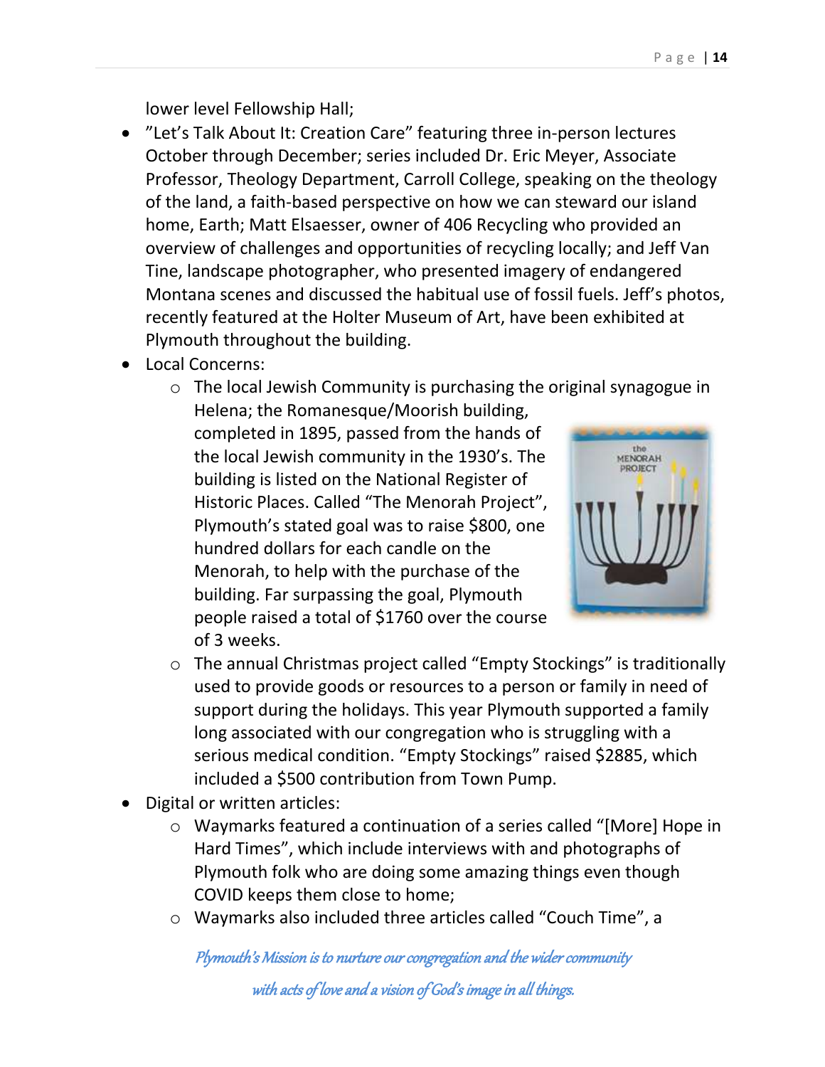lower level Fellowship Hall;

- ”Let’s Talk About It: Creation Care” featuring three in-person lectures October through December; series included Dr. Eric Meyer, Associate Professor, Theology Department, Carroll College, speaking on the theology of the land, a faith-based perspective on how we can steward our island home, Earth; Matt Elsaesser, owner of 406 Recycling who provided an overview of challenges and opportunities of recycling locally; and Jeff Van Tine, landscape photographer, who presented imagery of endangered Montana scenes and discussed the habitual use of fossil fuels. Jeff’s photos, recently featured at the Holter Museum of Art, have been exhibited at Plymouth throughout the building.
- Local Concerns:
    - The local Jewish Community is purchasing the original synagogue in Helena; the Romanesque/Moorish building, completed in 1895, passed from the hands of the local Jewish community in the 1930’s. The building is listed on the National Register of Historic Places. Called “The Menorah Project”, Plymouth’s stated goal was to raise $800, one hundred dollars for each candle on the Menorah, to help with the purchase of the building. Far surpassing the goal, Plymouth people raised a total of $1760 over the course of 3 weeks.
    - The annual Christmas project called “Empty Stockings” is traditionally used to provide goods or resources to a person or family in need of support during the holidays. This year Plymouth supported a family long associated with our congregation who is struggling with a serious medical condition. “Empty Stockings” raised $2885, which included a $500 contribution from Town Pump.
- Digital or written articles:
    - Waymarks featured a continuation of a series called “[More] Hope in Hard Times”, which include interviews with and photographs of Plymouth folk who are doing some amazing things even though COVID keeps them close to home;
    - Waymarks also included three articles called “Couch Time”, a

*Plymouth’s Mission is to nurture our congregation and the wider community with acts of love and a vision of God’s image in all things.*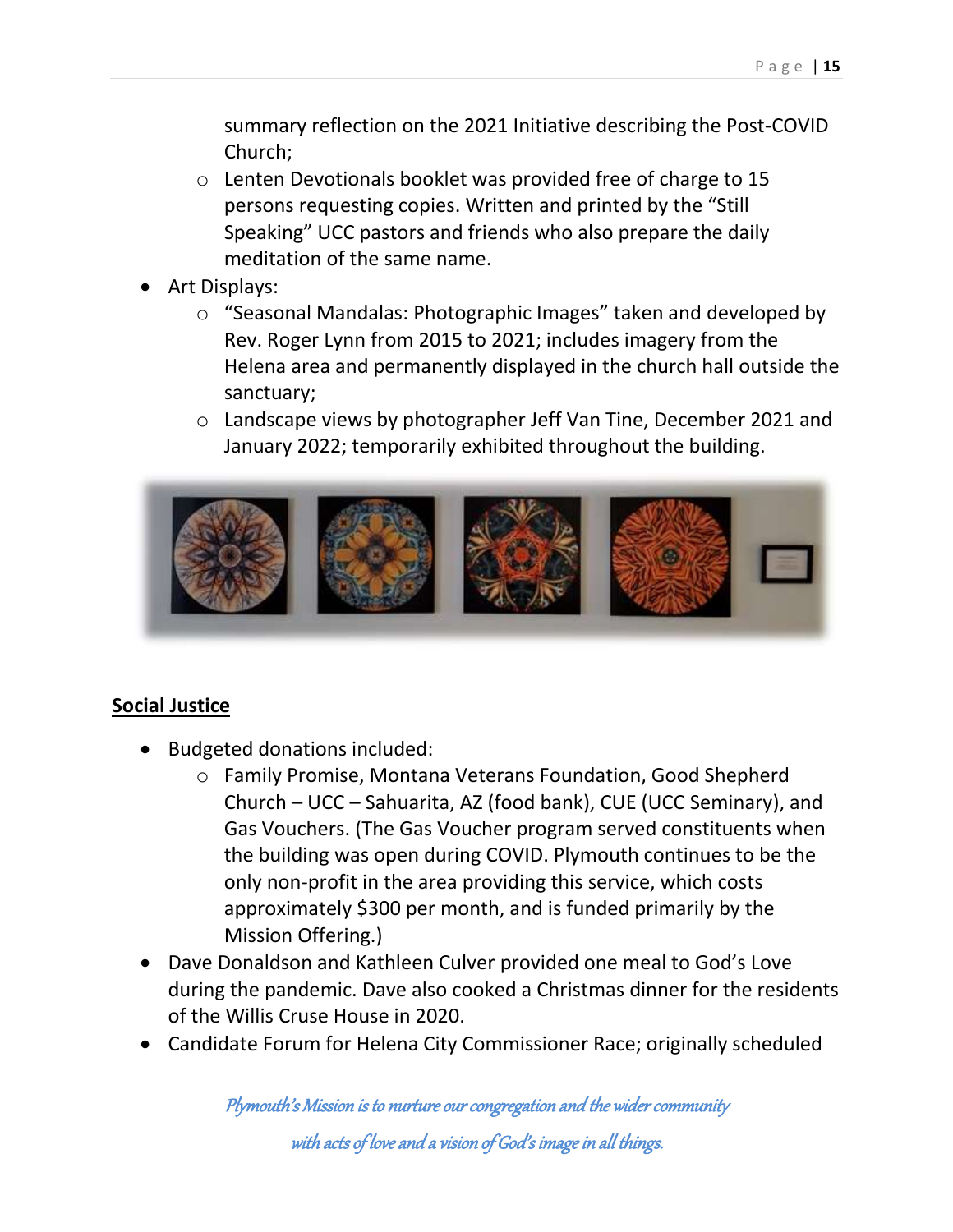summary reflection on the 2021 Initiative describing the Post-COVID Church;

- Lenten Devotionals booklet was provided free of charge to 15 persons requesting copies. Written and printed by the "Still Speaking" UCC pastors and friends who also prepare the daily meditation of the same name.

- Art Displays:
  - "Seasonal Mandalas: Photographic Images" taken and developed by Rev. Roger Lynn from 2015 to 2021; includes imagery from the Helena area and permanently displayed in the church hall outside the sanctuary;
  - Landscape views by photographer Jeff Van Tine, December 2021 and January 2022; temporarily exhibited throughout the building.

## Social Justice

- Budgeted donations included:
  - Family Promise, Montana Veterans Foundation, Good Shepherd Church – UCC – Sahuarita, AZ (food bank), CUE (UCC Seminary), and Gas Vouchers. (The Gas Voucher program served constituents when the building was open during COVID. Plymouth continues to be the only non-profit in the area providing this service, which costs approximately $300 per month, and is funded primarily by the Mission Offering.)
- Dave Donaldson and Kathleen Culver provided one meal to God's Love during the pandemic. Dave also cooked a Christmas dinner for the residents of the Willis Cruse House in 2020.
- Candidate Forum for Helena City Commissioner Race; originally scheduled

*Plymouth's Mission is to nurture our congregation and the wider community with acts of love and a vision of God's image in all things.*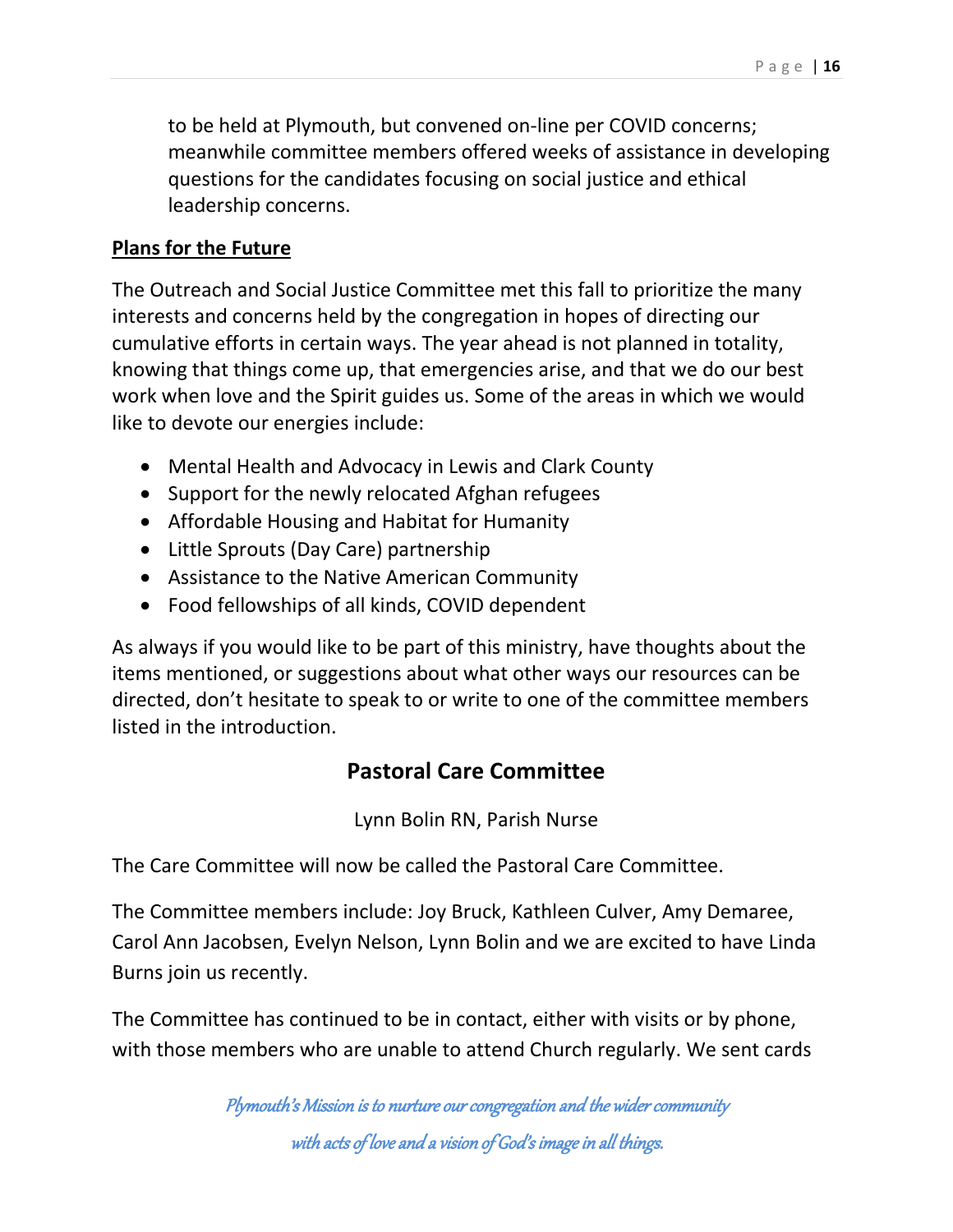to be held at Plymouth, but convened on-line per COVID concerns; meanwhile committee members offered weeks of assistance in developing questions for the candidates focusing on social justice and ethical leadership concerns.

**Plans for the Future**

The Outreach and Social Justice Committee met this fall to prioritize the many interests and concerns held by the congregation in hopes of directing our cumulative efforts in certain ways. The year ahead is not planned in totality, knowing that things come up, that emergencies arise, and that we do our best work when love and the Spirit guides us. Some of the areas in which we would like to devote our energies include:

- Mental Health and Advocacy in Lewis and Clark County
- Support for the newly relocated Afghan refugees
- Affordable Housing and Habitat for Humanity
- Little Sprouts (Day Care) partnership
- Assistance to the Native American Community
- Food fellowships of all kinds, COVID dependent

As always if you would like to be part of this ministry, have thoughts about the items mentioned, or suggestions about what other ways our resources can be directed, don't hesitate to speak to or write to one of the committee members listed in the introduction.

## Pastoral Care Committee

Lynn Bolin RN, Parish Nurse

The Care Committee will now be called the Pastoral Care Committee.

The Committee members include: Joy Bruck, Kathleen Culver, Amy Demaree, Carol Ann Jacobsen, Evelyn Nelson, Lynn Bolin and we are excited to have Linda Burns join us recently.

The Committee has continued to be in contact, either with visits or by phone, with those members who are unable to attend Church regularly. We sent cards

*Plymouth's Mission is to nurture our congregation and the wider community with acts of love and a vision of God's image in all things.*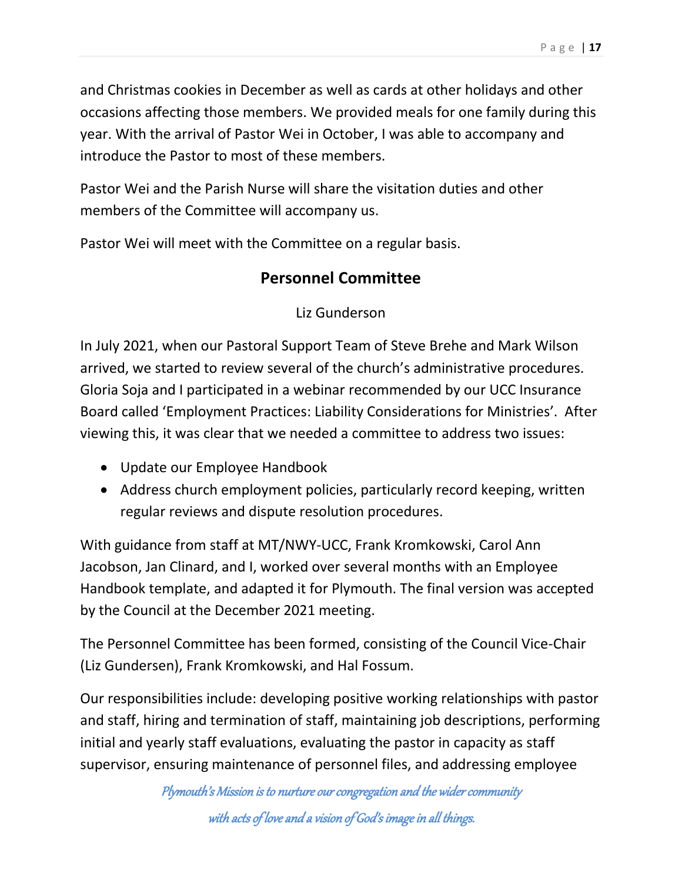and Christmas cookies in December as well as cards at other holidays and other occasions affecting those members. We provided meals for one family during this year. With the arrival of Pastor Wei in October, I was able to accompany and introduce the Pastor to most of these members.

Pastor Wei and the Parish Nurse will share the visitation duties and other members of the Committee will accompany us.

Pastor Wei will meet with the Committee on a regular basis.

## Personnel Committee

Liz Gunderson

In July 2021, when our Pastoral Support Team of Steve Brehe and Mark Wilson arrived, we started to review several of the church's administrative procedures. Gloria Soja and I participated in a webinar recommended by our UCC Insurance Board called 'Employment Practices: Liability Considerations for Ministries'. After viewing this, it was clear that we needed a committee to address two issues:

- Update our Employee Handbook
- Address church employment policies, particularly record keeping, written regular reviews and dispute resolution procedures.

With guidance from staff at MT/NWY-UCC, Frank Kromkowski, Carol Ann Jacobson, Jan Clinard, and I, worked over several months with an Employee Handbook template, and adapted it for Plymouth. The final version was accepted by the Council at the December 2021 meeting.

The Personnel Committee has been formed, consisting of the Council Vice-Chair (Liz Gundersen), Frank Kromkowski, and Hal Fossum.

Our responsibilities include: developing positive working relationships with pastor and staff, hiring and termination of staff, maintaining job descriptions, performing initial and yearly staff evaluations, evaluating the pastor in capacity as staff supervisor, ensuring maintenance of personnel files, and addressing employee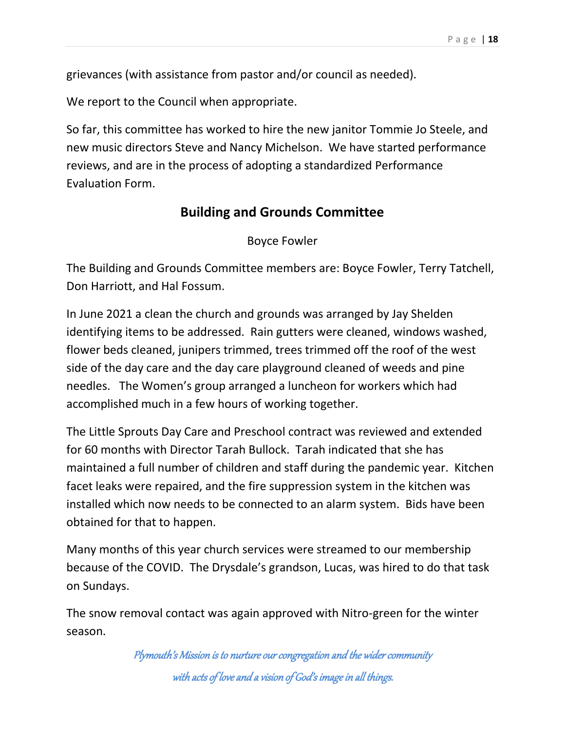grievances (with assistance from pastor and/or council as needed).

We report to the Council when appropriate.

So far, this committee has worked to hire the new janitor Tommie Jo Steele, and new music directors Steve and Nancy Michelson. We have started performance reviews, and are in the process of adopting a standardized Performance Evaluation Form.

## Building and Grounds Committee

Boyce Fowler

The Building and Grounds Committee members are: Boyce Fowler, Terry Tatchell, Don Harriott, and Hal Fossum.

In June 2021 a clean the church and grounds was arranged by Jay Shelden identifying items to be addressed. Rain gutters were cleaned, windows washed, flower beds cleaned, junipers trimmed, trees trimmed off the roof of the west side of the day care and the day care playground cleaned of weeds and pine needles. The Women's group arranged a luncheon for workers which had accomplished much in a few hours of working together.

The Little Sprouts Day Care and Preschool contract was reviewed and extended for 60 months with Director Tarah Bullock. Tarah indicated that she has maintained a full number of children and staff during the pandemic year. Kitchen facet leaks were repaired, and the fire suppression system in the kitchen was installed which now needs to be connected to an alarm system. Bids have been obtained for that to happen.

Many months of this year church services were streamed to our membership because of the COVID. The Drysdale's grandson, Lucas, was hired to do that task on Sundays.

The snow removal contact was again approved with Nitro-green for the winter season.

*Plymouth's Mission is to nurture our congregation and the wider community with acts of love and a vision of God's image in all things.*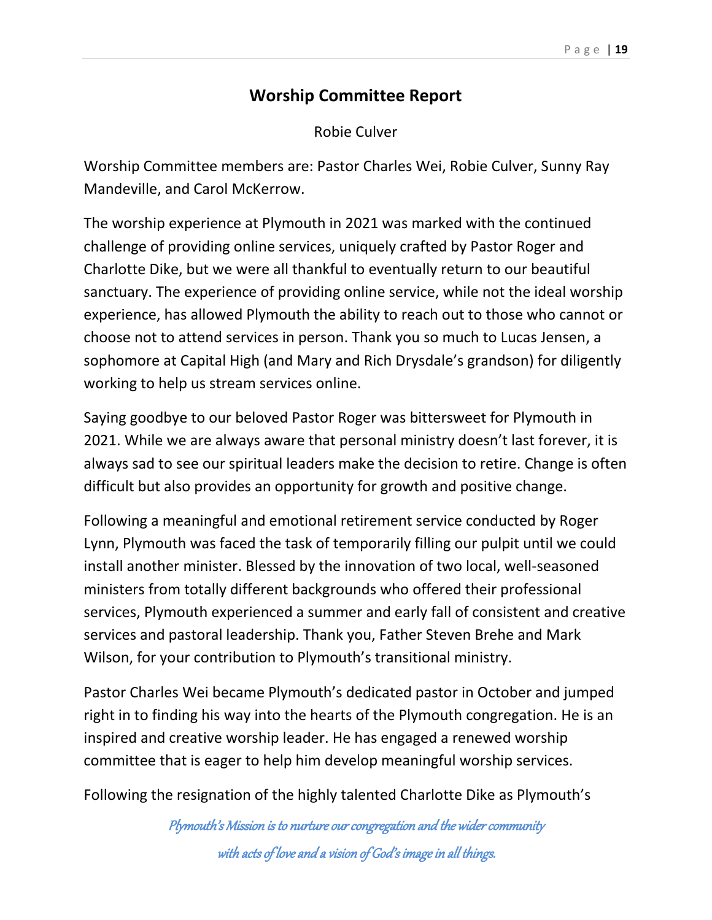## Worship Committee Report

Robie Culver

Worship Committee members are: Pastor Charles Wei, Robie Culver, Sunny Ray Mandeville, and Carol McKerrow.

The worship experience at Plymouth in 2021 was marked with the continued challenge of providing online services, uniquely crafted by Pastor Roger and Charlotte Dike, but we were all thankful to eventually return to our beautiful sanctuary. The experience of providing online service, while not the ideal worship experience, has allowed Plymouth the ability to reach out to those who cannot or choose not to attend services in person. Thank you so much to Lucas Jensen, a sophomore at Capital High (and Mary and Rich Drysdale's grandson) for diligently working to help us stream services online.

Saying goodbye to our beloved Pastor Roger was bittersweet for Plymouth in 2021. While we are always aware that personal ministry doesn't last forever, it is always sad to see our spiritual leaders make the decision to retire. Change is often difficult but also provides an opportunity for growth and positive change.

Following a meaningful and emotional retirement service conducted by Roger Lynn, Plymouth was faced the task of temporarily filling our pulpit until we could install another minister. Blessed by the innovation of two local, well-seasoned ministers from totally different backgrounds who offered their professional services, Plymouth experienced a summer and early fall of consistent and creative services and pastoral leadership. Thank you, Father Steven Brehe and Mark Wilson, for your contribution to Plymouth's transitional ministry.

Pastor Charles Wei became Plymouth's dedicated pastor in October and jumped right in to finding his way into the hearts of the Plymouth congregation. He is an inspired and creative worship leader. He has engaged a renewed worship committee that is eager to help him develop meaningful worship services.

Following the resignation of the highly talented Charlotte Dike as Plymouth's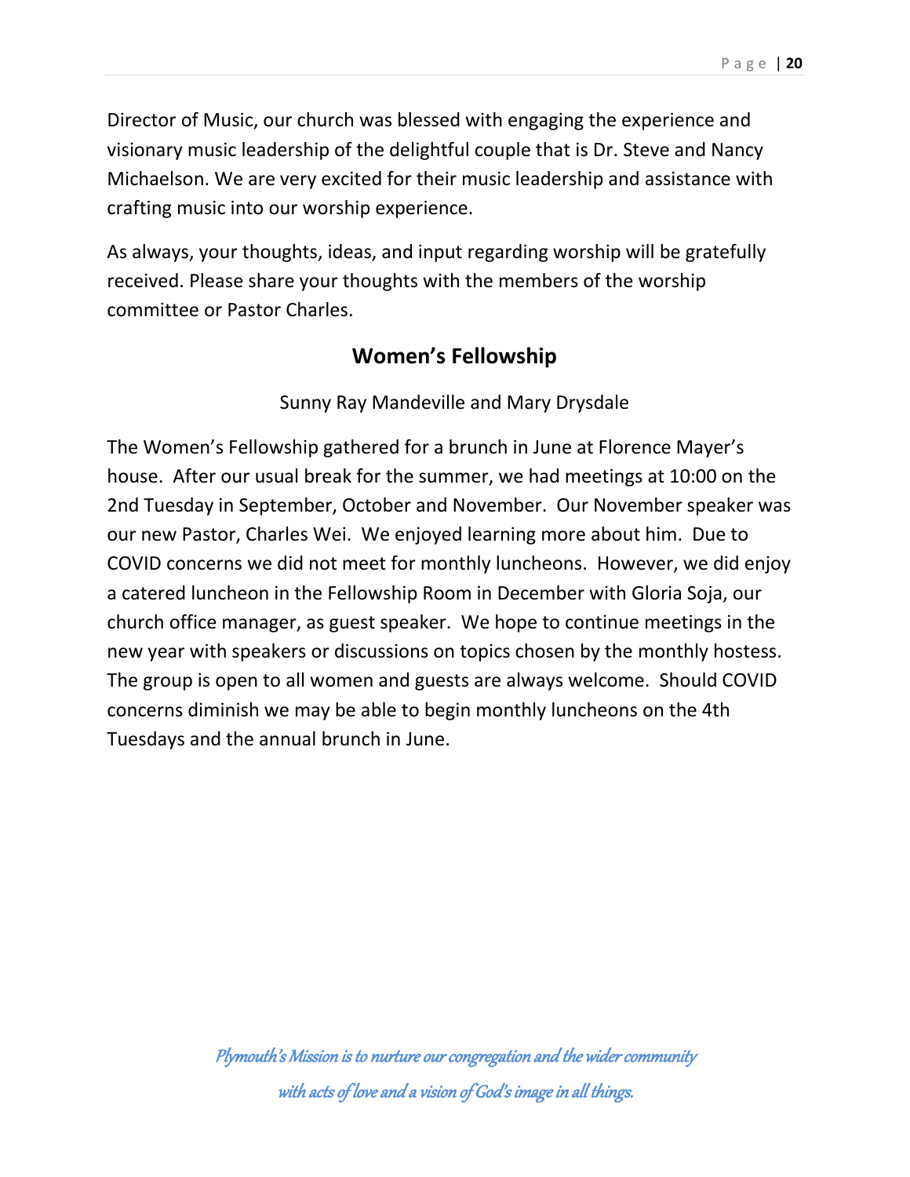Director of Music, our church was blessed with engaging the experience and visionary music leadership of the delightful couple that is Dr. Steve and Nancy Michaelson. We are very excited for their music leadership and assistance with crafting music into our worship experience.

As always, your thoughts, ideas, and input regarding worship will be gratefully received. Please share your thoughts with the members of the worship committee or Pastor Charles.

## Women's Fellowship

Sunny Ray Mandeville and Mary Drysdale

The Women's Fellowship gathered for a brunch in June at Florence Mayer's house. After our usual break for the summer, we had meetings at 10:00 on the 2nd Tuesday in September, October and November. Our November speaker was our new Pastor, Charles Wei. We enjoyed learning more about him. Due to COVID concerns we did not meet for monthly luncheons. However, we did enjoy a catered luncheon in the Fellowship Room in December with Gloria Soja, our church office manager, as guest speaker. We hope to continue meetings in the new year with speakers or discussions on topics chosen by the monthly hostess. The group is open to all women and guests are always welcome. Should COVID concerns diminish we may be able to begin monthly luncheons on the 4th Tuesdays and the annual brunch in June.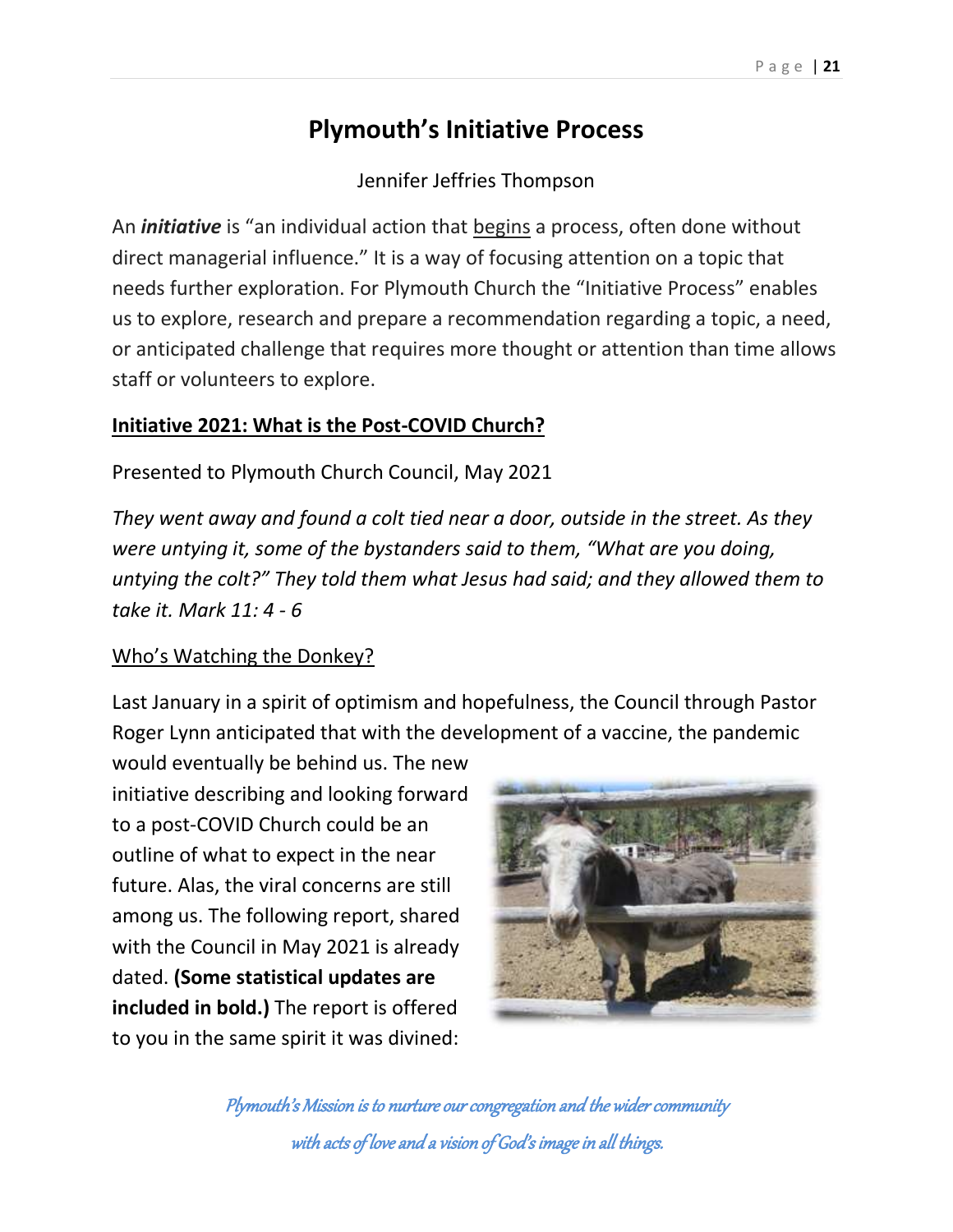# Plymouth's Initiative Process

Jennifer Jeffries Thompson

An ***initiative*** is "an individual action that begins a process, often done without direct managerial influence." It is a way of focusing attention on a topic that needs further exploration. For Plymouth Church the "Initiative Process" enables us to explore, research and prepare a recommendation regarding a topic, a need, or anticipated challenge that requires more thought or attention than time allows staff or volunteers to explore.

**Initiative 2021: What is the Post-COVID Church?**

Presented to Plymouth Church Council, May 2021

*They went away and found a colt tied near a door, outside in the street. As they were untying it, some of the bystanders said to them, "What are you doing, untying the colt?" They told them what Jesus had said; and they allowed them to take it. Mark 11: 4 - 6*

Who's Watching the Donkey?

Last January in a spirit of optimism and hopefulness, the Council through Pastor Roger Lynn anticipated that with the development of a vaccine, the pandemic would eventually be behind us. The new initiative describing and looking forward to a post-COVID Church could be an outline of what to expect in the near future. Alas, the viral concerns are still among us. The following report, shared with the Council in May 2021 is already dated. **(Some statistical updates are included in bold.)** The report is offered to you in the same spirit it was divined:

*Plymouth's Mission is to nurture our congregation and the wider community with acts of love and a vision of God's image in all things.*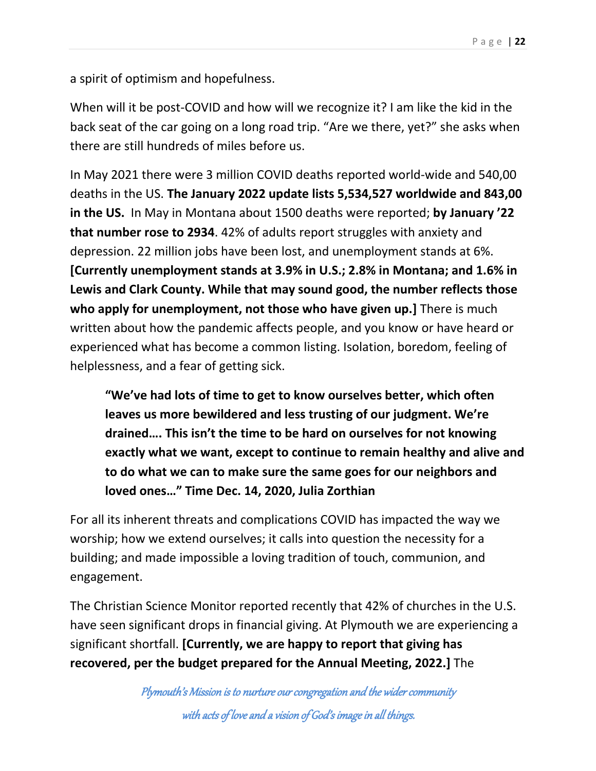a spirit of optimism and hopefulness.

When will it be post-COVID and how will we recognize it? I am like the kid in the back seat of the car going on a long road trip. "Are we there, yet?" she asks when there are still hundreds of miles before us.

In May 2021 there were 3 million COVID deaths reported world-wide and 540,00 deaths in the US. **The January 2022 update lists 5,534,527 worldwide and 843,00 in the US.** In May in Montana about 1500 deaths were reported; **by January '22 that number rose to 2934**. 42% of adults report struggles with anxiety and depression. 22 million jobs have been lost, and unemployment stands at 6%. **[Currently unemployment stands at 3.9% in U.S.; 2.8% in Montana; and 1.6% in Lewis and Clark County. While that may sound good, the number reflects those who apply for unemployment, not those who have given up.]** There is much written about how the pandemic affects people, and you know or have heard or experienced what has become a common listing. Isolation, boredom, feeling of helplessness, and a fear of getting sick.

> **"We've had lots of time to get to know ourselves better, which often leaves us more bewildered and less trusting of our judgment. We're drained…. This isn't the time to be hard on ourselves for not knowing exactly what we want, except to continue to remain healthy and alive and to do what we can to make sure the same goes for our neighbors and loved ones…" Time Dec. 14, 2020, Julia Zorthian**

For all its inherent threats and complications COVID has impacted the way we worship; how we extend ourselves; it calls into question the necessity for a building; and made impossible a loving tradition of touch, communion, and engagement.

The Christian Science Monitor reported recently that 42% of churches in the U.S. have seen significant drops in financial giving. At Plymouth we are experiencing a significant shortfall. **[Currently, we are happy to report that giving has recovered, per the budget prepared for the Annual Meeting, 2022.]** The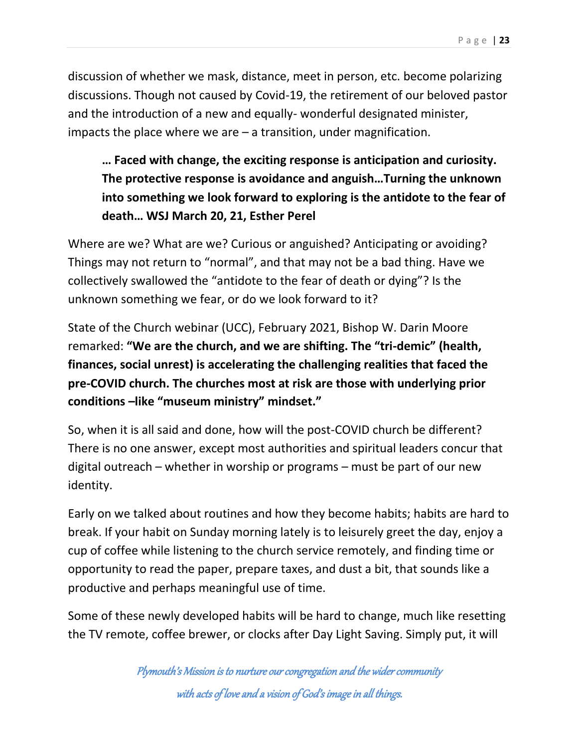discussion of whether we mask, distance, meet in person, etc. become polarizing discussions. Though not caused by Covid-19, the retirement of our beloved pastor and the introduction of a new and equally- wonderful designated minister, impacts the place where we are – a transition, under magnification.

> **… Faced with change, the exciting response is anticipation and curiosity. The protective response is avoidance and anguish…Turning the unknown into something we look forward to exploring is the antidote to the fear of death… WSJ March 20, 21, Esther Perel**

Where are we? What are we? Curious or anguished? Anticipating or avoiding? Things may not return to "normal", and that may not be a bad thing. Have we collectively swallowed the "antidote to the fear of death or dying"? Is the unknown something we fear, or do we look forward to it?

State of the Church webinar (UCC), February 2021, Bishop W. Darin Moore remarked: **"We are the church, and we are shifting. The "tri-demic" (health, finances, social unrest) is accelerating the challenging realities that faced the pre-COVID church. The churches most at risk are those with underlying prior conditions –like "museum ministry" mindset."**

So, when it is all said and done, how will the post-COVID church be different? There is no one answer, except most authorities and spiritual leaders concur that digital outreach – whether in worship or programs – must be part of our new identity.

Early on we talked about routines and how they become habits; habits are hard to break. If your habit on Sunday morning lately is to leisurely greet the day, enjoy a cup of coffee while listening to the church service remotely, and finding time or opportunity to read the paper, prepare taxes, and dust a bit, that sounds like a productive and perhaps meaningful use of time.

Some of these newly developed habits will be hard to change, much like resetting the TV remote, coffee brewer, or clocks after Day Light Saving. Simply put, it will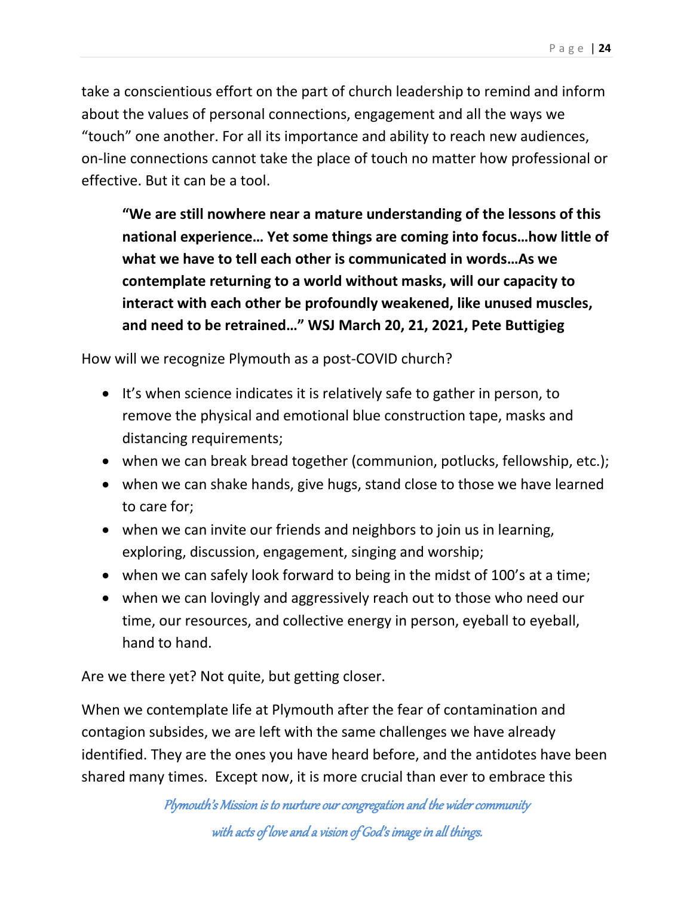take a conscientious effort on the part of church leadership to remind and inform about the values of personal connections, engagement and all the ways we "touch" one another. For all its importance and ability to reach new audiences, on-line connections cannot take the place of touch no matter how professional or effective. But it can be a tool.

> **"We are still nowhere near a mature understanding of the lessons of this national experience… Yet some things are coming into focus…how little of what we have to tell each other is communicated in words…As we contemplate returning to a world without masks, will our capacity to interact with each other be profoundly weakened, like unused muscles, and need to be retrained…" WSJ March 20, 21, 2021, Pete Buttigieg**

How will we recognize Plymouth as a post-COVID church?

- It's when science indicates it is relatively safe to gather in person, to remove the physical and emotional blue construction tape, masks and distancing requirements;
- when we can break bread together (communion, potlucks, fellowship, etc.);
- when we can shake hands, give hugs, stand close to those we have learned to care for;
- when we can invite our friends and neighbors to join us in learning, exploring, discussion, engagement, singing and worship;
- when we can safely look forward to being in the midst of 100's at a time;
- when we can lovingly and aggressively reach out to those who need our time, our resources, and collective energy in person, eyeball to eyeball, hand to hand.

Are we there yet? Not quite, but getting closer.

When we contemplate life at Plymouth after the fear of contamination and contagion subsides, we are left with the same challenges we have already identified. They are the ones you have heard before, and the antidotes have been shared many times. Except now, it is more crucial than ever to embrace this

*Plymouth's Mission is to nurture our congregation and the wider community with acts of love and a vision of God's image in all things.*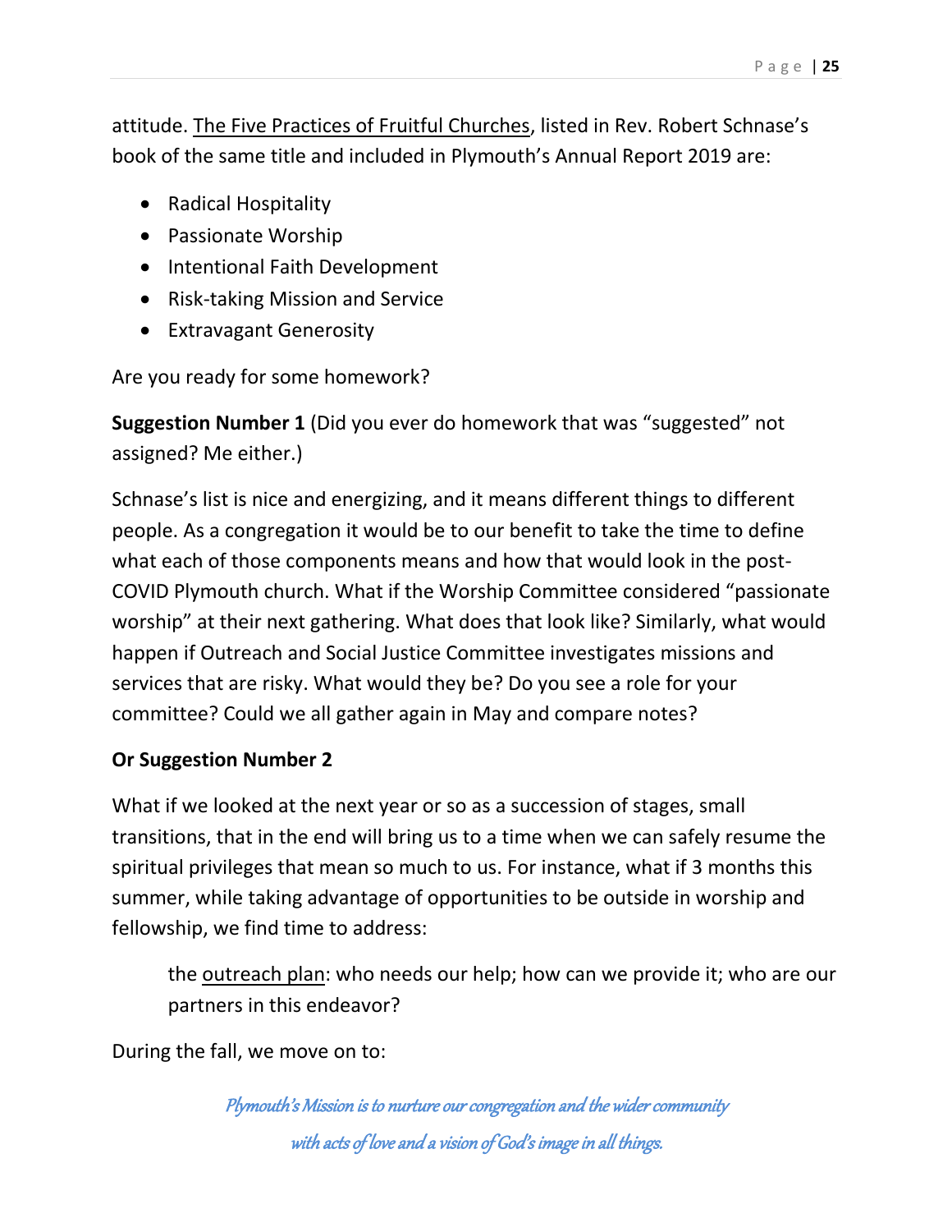attitude. The Five Practices of Fruitful Churches, listed in Rev. Robert Schnase's book of the same title and included in Plymouth's Annual Report 2019 are:

- Radical Hospitality
- Passionate Worship
- Intentional Faith Development
- Risk-taking Mission and Service
- Extravagant Generosity

Are you ready for some homework?

**Suggestion Number 1** (Did you ever do homework that was "suggested" not assigned? Me either.)

Schnase's list is nice and energizing, and it means different things to different people. As a congregation it would be to our benefit to take the time to define what each of those components means and how that would look in the post-COVID Plymouth church. What if the Worship Committee considered "passionate worship" at their next gathering. What does that look like? Similarly, what would happen if Outreach and Social Justice Committee investigates missions and services that are risky. What would they be? Do you see a role for your committee? Could we all gather again in May and compare notes?

**Or Suggestion Number 2**

What if we looked at the next year or so as a succession of stages, small transitions, that in the end will bring us to a time when we can safely resume the spiritual privileges that mean so much to us. For instance, what if 3 months this summer, while taking advantage of opportunities to be outside in worship and fellowship, we find time to address:

> the outreach plan: who needs our help; how can we provide it; who are our partners in this endeavor?

During the fall, we move on to: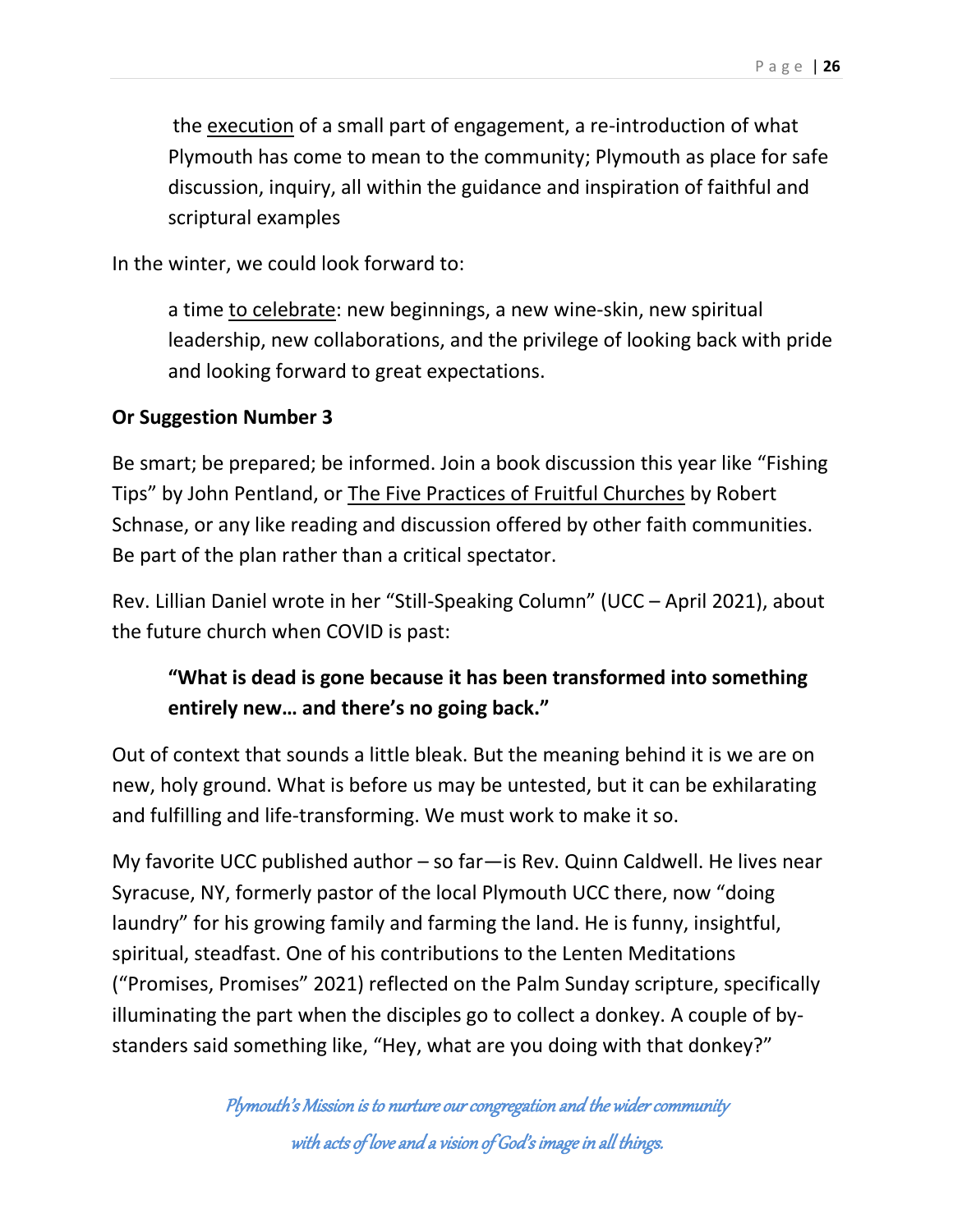the <u>execution</u> of a small part of engagement, a re-introduction of what Plymouth has come to mean to the community; Plymouth as place for safe discussion, inquiry, all within the guidance and inspiration of faithful and scriptural examples

In the winter, we could look forward to:

> a time <u>to celebrate</u>: new beginnings, a new wine-skin, new spiritual leadership, new collaborations, and the privilege of looking back with pride and looking forward to great expectations.

**Or Suggestion Number 3**

Be smart; be prepared; be informed. Join a book discussion this year like "Fishing Tips" by John Pentland, or <u>The Five Practices of Fruitful Churches</u> by Robert Schnase, or any like reading and discussion offered by other faith communities. Be part of the plan rather than a critical spectator.

Rev. Lillian Daniel wrote in her "Still-Speaking Column" (UCC – April 2021), about the future church when COVID is past:

> **"What is dead is gone because it has been transformed into something entirely new… and there's no going back."**

Out of context that sounds a little bleak. But the meaning behind it is we are on new, holy ground. What is before us may be untested, but it can be exhilarating and fulfilling and life-transforming. We must work to make it so.

My favorite UCC published author – so far—is Rev. Quinn Caldwell. He lives near Syracuse, NY, formerly pastor of the local Plymouth UCC there, now "doing laundry" for his growing family and farming the land. He is funny, insightful, spiritual, steadfast. One of his contributions to the Lenten Meditations ("Promises, Promises" 2021) reflected on the Palm Sunday scripture, specifically illuminating the part when the disciples go to collect a donkey. A couple of by-standers said something like, "Hey, what are you doing with that donkey?"

*Plymouth's Mission is to nurture our congregation and the wider community with acts of love and a vision of God's image in all things.*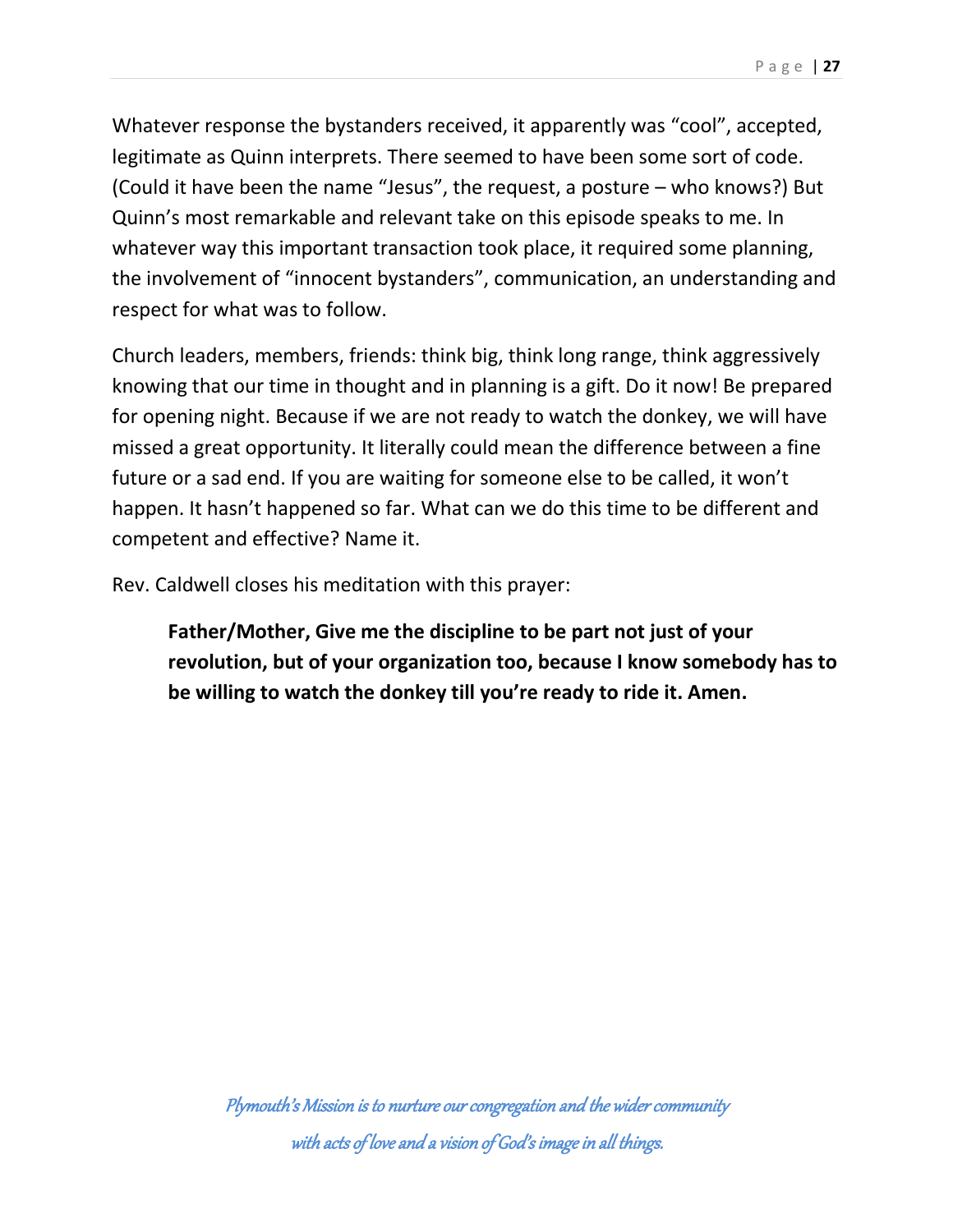Whatever response the bystanders received, it apparently was "cool", accepted, legitimate as Quinn interprets. There seemed to have been some sort of code. (Could it have been the name "Jesus", the request, a posture – who knows?) But Quinn's most remarkable and relevant take on this episode speaks to me. In whatever way this important transaction took place, it required some planning, the involvement of "innocent bystanders", communication, an understanding and respect for what was to follow.

Church leaders, members, friends: think big, think long range, think aggressively knowing that our time in thought and in planning is a gift. Do it now! Be prepared for opening night. Because if we are not ready to watch the donkey, we will have missed a great opportunity. It literally could mean the difference between a fine future or a sad end. If you are waiting for someone else to be called, it won't happen. It hasn't happened so far. What can we do this time to be different and competent and effective? Name it.

Rev. Caldwell closes his meditation with this prayer:

> **Father/Mother, Give me the discipline to be part not just of your revolution, but of your organization too, because I know somebody has to be willing to watch the donkey till you're ready to ride it. Amen.**

*Plymouth's Mission is to nurture our congregation and the wider community with acts of love and a vision of God's image in all things.*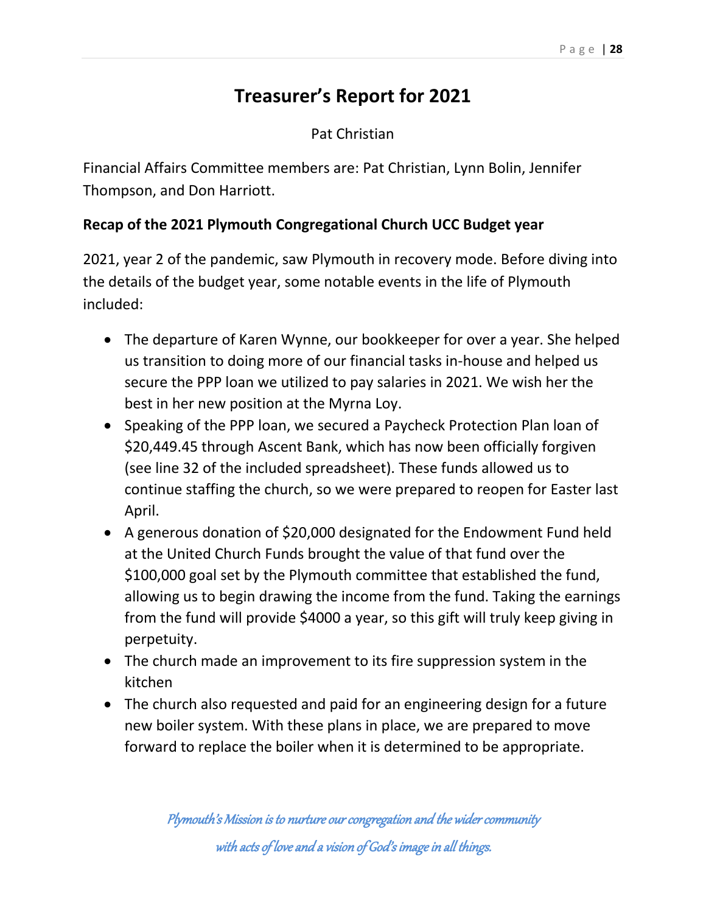# Treasurer's Report for 2021

Pat Christian

Financial Affairs Committee members are: Pat Christian, Lynn Bolin, Jennifer Thompson, and Don Harriott.

**Recap of the 2021 Plymouth Congregational Church UCC Budget year**

2021, year 2 of the pandemic, saw Plymouth in recovery mode. Before diving into the details of the budget year, some notable events in the life of Plymouth included:

- The departure of Karen Wynne, our bookkeeper for over a year. She helped us transition to doing more of our financial tasks in-house and helped us secure the PPP loan we utilized to pay salaries in 2021. We wish her the best in her new position at the Myrna Loy.
- Speaking of the PPP loan, we secured a Paycheck Protection Plan loan of $20,449.45 through Ascent Bank, which has now been officially forgiven (see line 32 of the included spreadsheet). These funds allowed us to continue staffing the church, so we were prepared to reopen for Easter last April.
- A generous donation of $20,000 designated for the Endowment Fund held at the United Church Funds brought the value of that fund over the $100,000 goal set by the Plymouth committee that established the fund, allowing us to begin drawing the income from the fund. Taking the earnings from the fund will provide $4000 a year, so this gift will truly keep giving in perpetuity.
- The church made an improvement to its fire suppression system in the kitchen
- The church also requested and paid for an engineering design for a future new boiler system. With these plans in place, we are prepared to move forward to replace the boiler when it is determined to be appropriate.

*Plymouth's Mission is to nurture our congregation and the wider community with acts of love and a vision of God's image in all things.*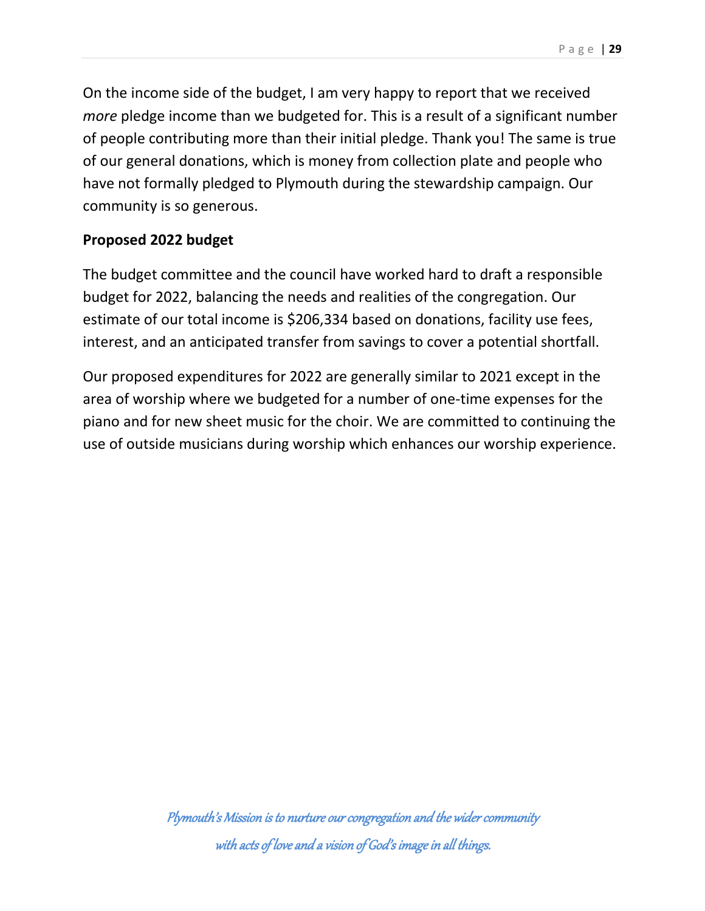On the income side of the budget, I am very happy to report that we received *more* pledge income than we budgeted for. This is a result of a significant number of people contributing more than their initial pledge. Thank you! The same is true of our general donations, which is money from collection plate and people who have not formally pledged to Plymouth during the stewardship campaign. Our community is so generous.

**Proposed 2022 budget**

The budget committee and the council have worked hard to draft a responsible budget for 2022, balancing the needs and realities of the congregation. Our estimate of our total income is $206,334 based on donations, facility use fees, interest, and an anticipated transfer from savings to cover a potential shortfall.

Our proposed expenditures for 2022 are generally similar to 2021 except in the area of worship where we budgeted for a number of one-time expenses for the piano and for new sheet music for the choir. We are committed to continuing the use of outside musicians during worship which enhances our worship experience.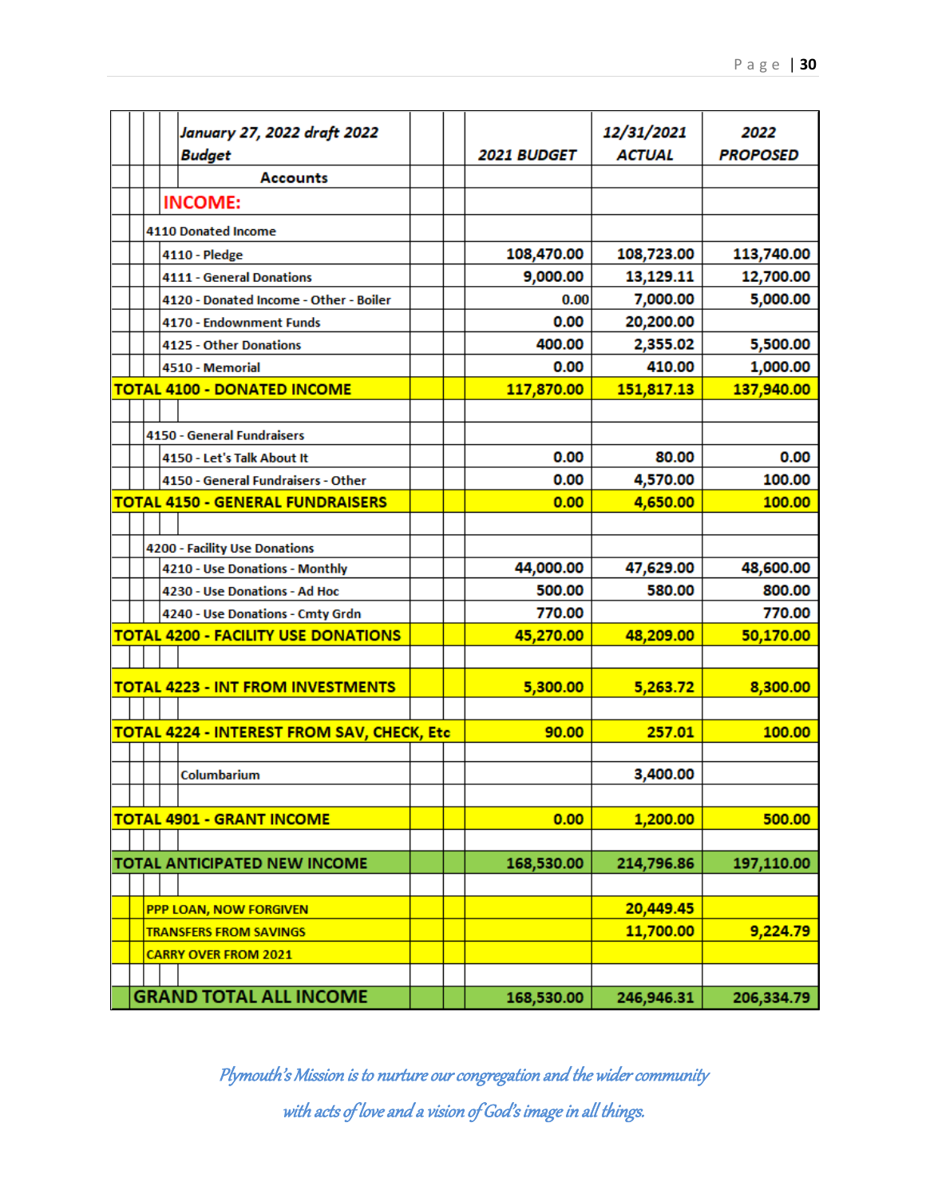| January 27, 2022 draft 2022 Budget | 2021 BUDGET | 12/31/2021 ACTUAL | 2022 PROPOSED |
|---|---|---|---|
| Accounts | | | |
| **INCOME:** | | | |
| 4110 Donated Income | | | |
| 4110 - Pledge | 108,470.00 | 108,723.00 | 113,740.00 |
| 4111 - General Donations | 9,000.00 | 13,129.11 | 12,700.00 |
| 4120 - Donated Income - Other - Boiler | 0.00 | 7,000.00 | 5,000.00 |
| 4170 - Endownment Funds | 0.00 | 20,200.00 | |
| 4125 - Other Donations | 400.00 | 2,355.02 | 5,500.00 |
| 4510 - Memorial | 0.00 | 410.00 | 1,000.00 |
| **TOTAL 4100 - DONATED INCOME** | **117,870.00** | **151,817.13** | **137,940.00** |
| | | | |
| 4150 - General Fundraisers | | | |
| 4150 - Let's Talk About It | 0.00 | 80.00 | 0.00 |
| 4150 - General Fundraisers - Other | 0.00 | 4,570.00 | 100.00 |
| **TOTAL 4150 - GENERAL FUNDRAISERS** | **0.00** | **4,650.00** | **100.00** |
| | | | |
| 4200 - Facility Use Donations | | | |
| 4210 - Use Donations - Monthly | 44,000.00 | 47,629.00 | 48,600.00 |
| 4230 - Use Donations - Ad Hoc | 500.00 | 580.00 | 800.00 |
| 4240 - Use Donations - Cmty Grdn | 770.00 | | 770.00 |
| **TOTAL 4200 - FACILITY USE DONATIONS** | **45,270.00** | **48,209.00** | **50,170.00** |
| | | | |
| **TOTAL 4223 - INT FROM INVESTMENTS** | **5,300.00** | **5,263.72** | **8,300.00** |
| | | | |
| **TOTAL 4224 - INTEREST FROM SAV, CHECK, Etc** | **90.00** | **257.01** | **100.00** |
| | | | |
| Columbarium | | 3,400.00 | |
| | | | |
| **TOTAL 4901 - GRANT INCOME** | **0.00** | **1,200.00** | **500.00** |
| | | | |
| **TOTAL ANTICIPATED NEW INCOME** | **168,530.00** | **214,796.86** | **197,110.00** |
| | | | |
| PPP LOAN, NOW FORGIVEN | | 20,449.45 | |
| TRANSFERS FROM SAVINGS | | 11,700.00 | 9,224.79 |
| CARRY OVER FROM 2021 | | | |
| | | | |
| **GRAND TOTAL ALL INCOME** | **168,530.00** | **246,946.31** | **206,334.79** |

*Plymouth's Mission is to nurture our congregation and the wider community with acts of love and a vision of God's image in all things.*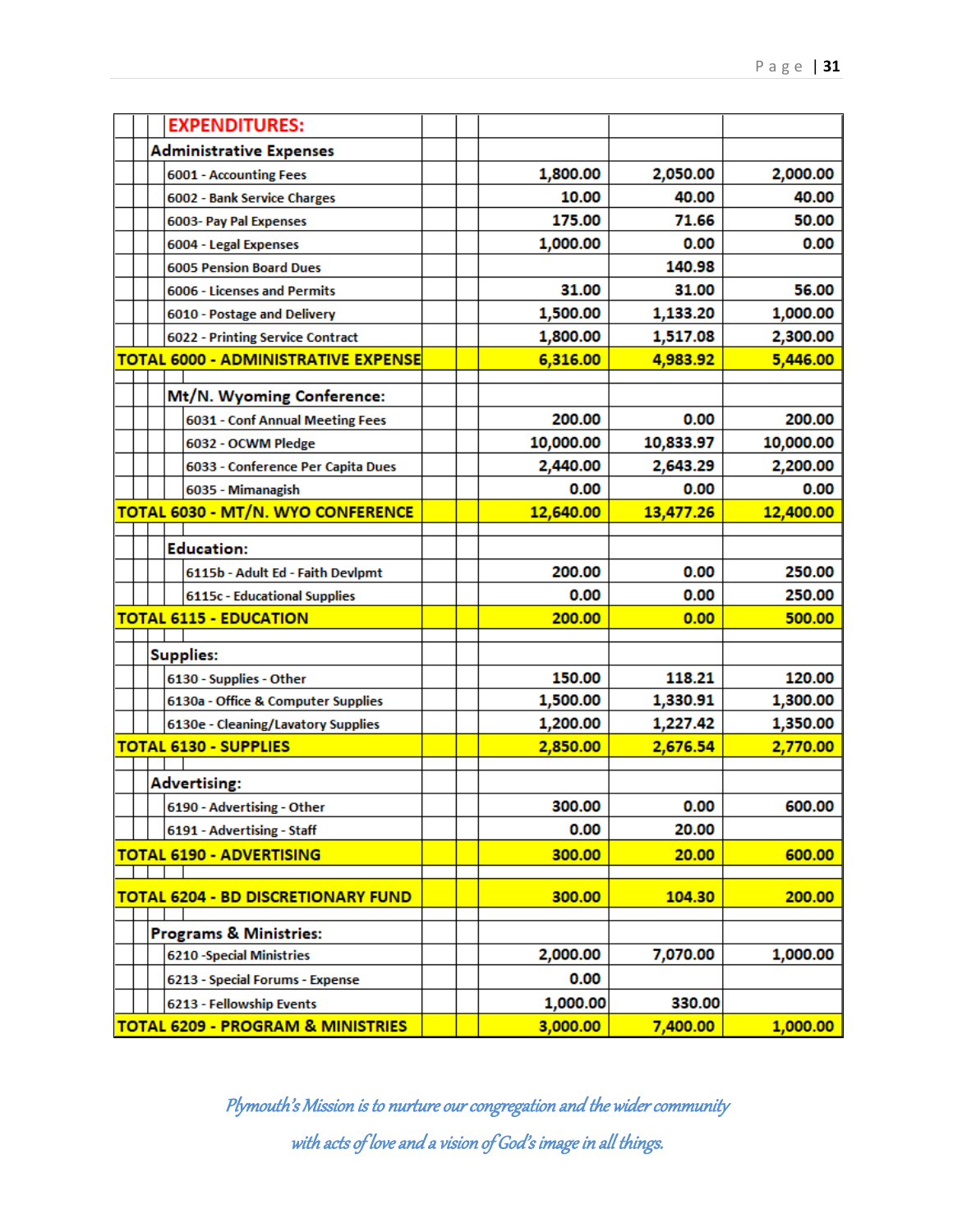| EXPENDITURES: | | | |
|---|---|---|---|
| **Administrative Expenses** | | | |
| 6001 - Accounting Fees | 1,800.00 | 2,050.00 | 2,000.00 |
| 6002 - Bank Service Charges | 10.00 | 40.00 | 40.00 |
| 6003- Pay Pal Expenses | 175.00 | 71.66 | 50.00 |
| 6004 - Legal Expenses | 1,000.00 | 0.00 | 0.00 |
| 6005 Pension Board Dues | | 140.98 | |
| 6006 - Licenses and Permits | 31.00 | 31.00 | 56.00 |
| 6010 - Postage and Delivery | 1,500.00 | 1,133.20 | 1,000.00 |
| 6022 - Printing Service Contract | 1,800.00 | 1,517.08 | 2,300.00 |
| **TOTAL 6000 - ADMINISTRATIVE EXPENSE** | **6,316.00** | **4,983.92** | **5,446.00** |
| | | | |
| **Mt/N. Wyoming Conference:** | | | |
| 6031 - Conf Annual Meeting Fees | 200.00 | 0.00 | 200.00 |
| 6032 - OCWM Pledge | 10,000.00 | 10,833.97 | 10,000.00 |
| 6033 - Conference Per Capita Dues | 2,440.00 | 2,643.29 | 2,200.00 |
| 6035 - Mimanagish | 0.00 | 0.00 | 0.00 |
| **TOTAL 6030 - MT/N. WYO CONFERENCE** | **12,640.00** | **13,477.26** | **12,400.00** |
| | | | |
| **Education:** | | | |
| 6115b - Adult Ed - Faith Devlpmt | 200.00 | 0.00 | 250.00 |
| 6115c - Educational Supplies | 0.00 | 0.00 | 250.00 |
| **TOTAL 6115 - EDUCATION** | **200.00** | **0.00** | **500.00** |
| | | | |
| **Supplies:** | | | |
| 6130 - Supplies - Other | 150.00 | 118.21 | 120.00 |
| 6130a - Office & Computer Supplies | 1,500.00 | 1,330.91 | 1,300.00 |
| 6130e - Cleaning/Lavatory Supplies | 1,200.00 | 1,227.42 | 1,350.00 |
| **TOTAL 6130 - SUPPLIES** | **2,850.00** | **2,676.54** | **2,770.00** |
| | | | |
| **Advertising:** | | | |
| 6190 - Advertising - Other | 300.00 | 0.00 | 600.00 |
| 6191 - Advertising - Staff | 0.00 | 20.00 | |
| **TOTAL 6190 - ADVERTISING** | **300.00** | **20.00** | **600.00** |
| | | | |
| **TOTAL 6204 - BD DISCRETIONARY FUND** | **300.00** | **104.30** | **200.00** |
| | | | |
| **Programs & Ministries:** | | | |
| 6210 -Special Ministries | 2,000.00 | 7,070.00 | 1,000.00 |
| 6213 - Special Forums - Expense | 0.00 | | |
| 6213 - Fellowship Events | 1,000.00 | 330.00 | |
| **TOTAL 6209 - PROGRAM & MINISTRIES** | **3,000.00** | **7,400.00** | **1,000.00** |

*Plymouth's Mission is to nurture our congregation and the wider community with acts of love and a vision of God's image in all things.*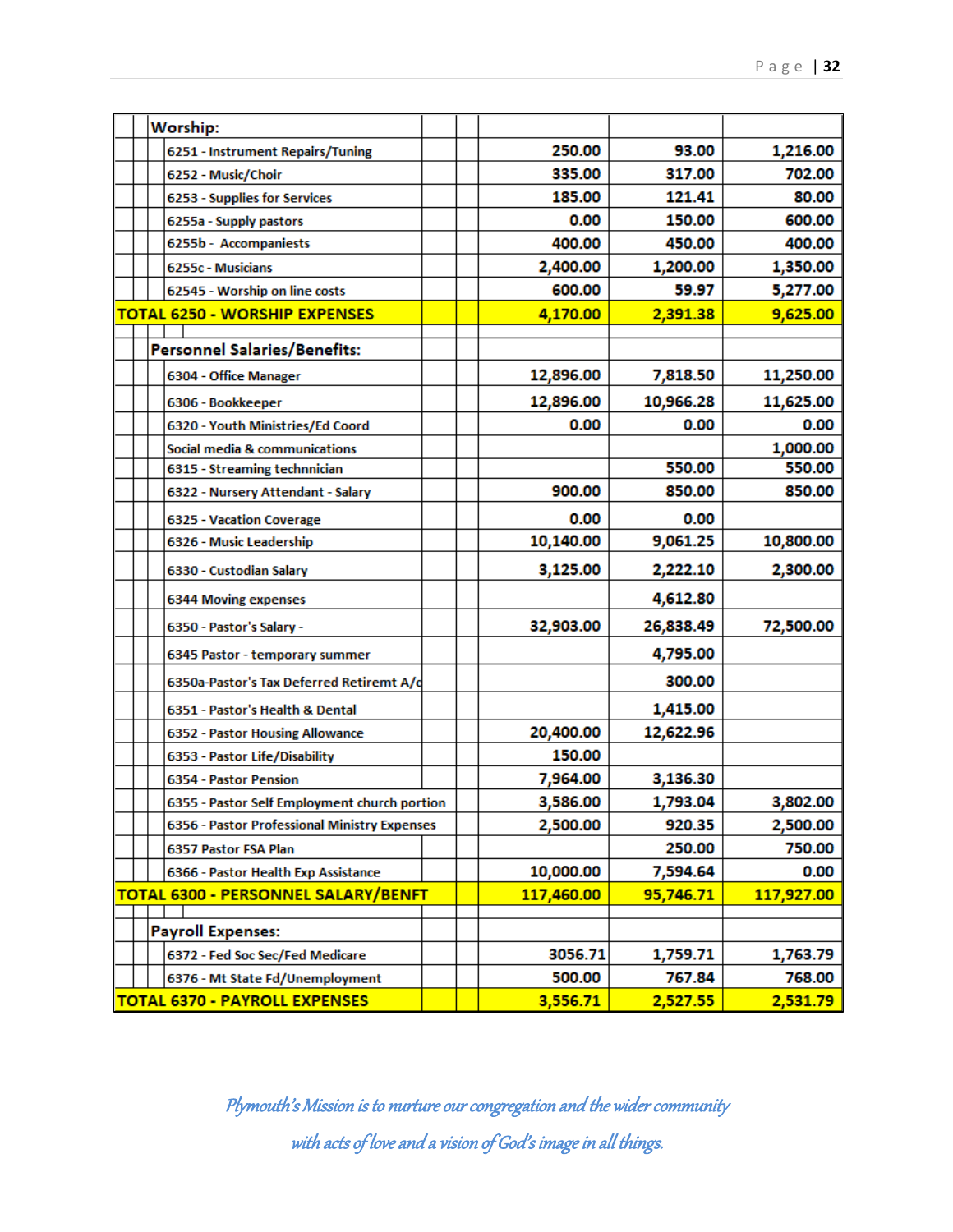| | | | |
|---|---|---|---|
| **Worship:** | | | |
| 6251 - Instrument Repairs/Tuning | 250.00 | 93.00 | 1,216.00 |
| 6252 - Music/Choir | 335.00 | 317.00 | 702.00 |
| 6253 - Supplies for Services | 185.00 | 121.41 | 80.00 |
| 6255a - Supply pastors | 0.00 | 150.00 | 600.00 |
| 6255b - Accompaniests | 400.00 | 450.00 | 400.00 |
| 6255c - Musicians | 2,400.00 | 1,200.00 | 1,350.00 |
| 62545 - Worship on line costs | 600.00 | 59.97 | 5,277.00 |
| **TOTAL 6250 - WORSHIP EXPENSES** | **4,170.00** | **2,391.38** | **9,625.00** |
| | | | |
| **Personnel Salaries/Benefits:** | | | |
| 6304 - Office Manager | 12,896.00 | 7,818.50 | 11,250.00 |
| 6306 - Bookkeeper | 12,896.00 | 10,966.28 | 11,625.00 |
| 6320 - Youth Ministries/Ed Coord | 0.00 | 0.00 | 0.00 |
| Social media & communications | | | 1,000.00 |
| 6315 - Streaming technnician | | 550.00 | 550.00 |
| 6322 - Nursery Attendant - Salary | 900.00 | 850.00 | 850.00 |
| 6325 - Vacation Coverage | 0.00 | 0.00 | |
| 6326 - Music Leadership | 10,140.00 | 9,061.25 | 10,800.00 |
| 6330 - Custodian Salary | 3,125.00 | 2,222.10 | 2,300.00 |
| 6344 Moving expenses | | 4,612.80 | |
| 6350 - Pastor's Salary - | 32,903.00 | 26,838.49 | 72,500.00 |
| 6345 Pastor - temporary summer | | 4,795.00 | |
| 6350a-Pastor's Tax Deferred Retiremt A/c | | 300.00 | |
| 6351 - Pastor's Health & Dental | | 1,415.00 | |
| 6352 - Pastor Housing Allowance | 20,400.00 | 12,622.96 | |
| 6353 - Pastor Life/Disability | 150.00 | | |
| 6354 - Pastor Pension | 7,964.00 | 3,136.30 | |
| 6355 - Pastor Self Employment church portion | 3,586.00 | 1,793.04 | 3,802.00 |
| 6356 - Pastor Professional Ministry Expenses | 2,500.00 | 920.35 | 2,500.00 |
| 6357 Pastor FSA Plan | | 250.00 | 750.00 |
| 6366 - Pastor Health Exp Assistance | 10,000.00 | 7,594.64 | 0.00 |
| **TOTAL 6300 - PERSONNEL SALARY/BENFT** | **117,460.00** | **95,746.71** | **117,927.00** |
| | | | |
| **Payroll Expenses:** | | | |
| 6372 - Fed Soc Sec/Fed Medicare | 3056.71 | 1,759.71 | 1,763.79 |
| 6376 - Mt State Fd/Unemployment | 500.00 | 767.84 | 768.00 |
| **TOTAL 6370 - PAYROLL EXPENSES** | **3,556.71** | **2,527.55** | **2,531.79** |

*Plymouth's Mission is to nurture our congregation and the wider community with acts of love and a vision of God's image in all things.*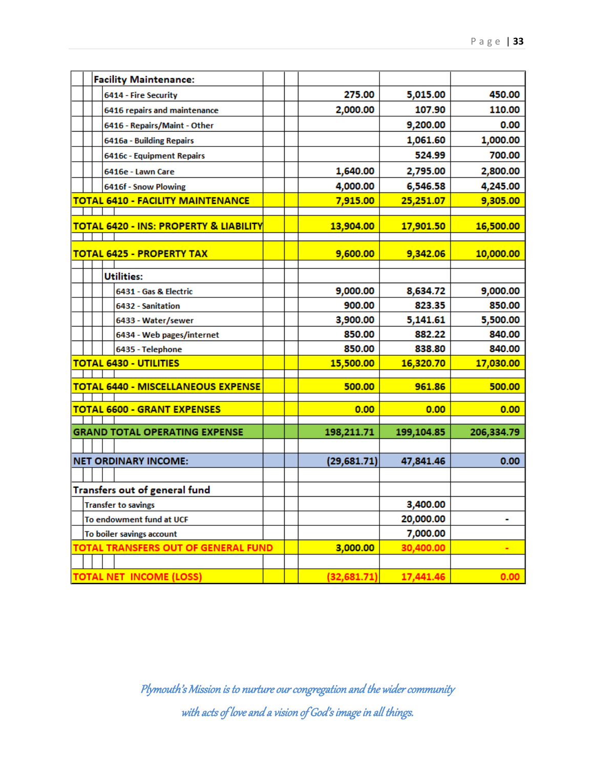| | | | |
|---|---|---|---|
| **Facility Maintenance:** | | | |
| 6414 - Fire Security | 275.00 | 5,015.00 | 450.00 |
| 6416 repairs and maintenance | 2,000.00 | 107.90 | 110.00 |
| 6416 - Repairs/Maint - Other | | 9,200.00 | 0.00 |
| 6416a - Building Repairs | | 1,061.60 | 1,000.00 |
| 6416c - Equipment Repairs | | 524.99 | 700.00 |
| 6416e - Lawn Care | 1,640.00 | 2,795.00 | 2,800.00 |
| 6416f - Snow Plowing | 4,000.00 | 6,546.58 | 4,245.00 |
| **TOTAL 6410 - FACILITY MAINTENANCE** | **7,915.00** | **25,251.07** | **9,305.00** |
| | | | |
| **TOTAL 6420 - INS: PROPERTY & LIABILITY** | **13,904.00** | **17,901.50** | **16,500.00** |
| | | | |
| **TOTAL 6425 - PROPERTY TAX** | **9,600.00** | **9,342.06** | **10,000.00** |
| | | | |
| **Utilities:** | | | |
| 6431 - Gas & Electric | 9,000.00 | 8,634.72 | 9,000.00 |
| 6432 - Sanitation | 900.00 | 823.35 | 850.00 |
| 6433 - Water/sewer | 3,900.00 | 5,141.61 | 5,500.00 |
| 6434 - Web pages/internet | 850.00 | 882.22 | 840.00 |
| 6435 - Telephone | 850.00 | 838.80 | 840.00 |
| **TOTAL 6430 - UTILITIES** | **15,500.00** | **16,320.70** | **17,030.00** |
| | | | |
| **TOTAL 6440 - MISCELLANEOUS EXPENSE** | **500.00** | **961.86** | **500.00** |
| | | | |
| **TOTAL 6600 - GRANT EXPENSES** | **0.00** | **0.00** | **0.00** |
| | | | |
| **GRAND TOTAL OPERATING EXPENSE** | **198,211.71** | **199,104.85** | **206,334.79** |
| | | | |
| **NET ORDINARY INCOME:** | **(29,681.71)** | **47,841.46** | **0.00** |
| | | | |
| **Transfers out of general fund** | | | |
| Transfer to savings | | 3,400.00 | |
| To endowment fund at UCF | | 20,000.00 | - |
| To boiler savings account | | 7,000.00 | |
| **TOTAL TRANSFERS OUT OF GENERAL FUND** | **3,000.00** | **30,400.00** | **-** |
| | | | |
| **TOTAL NET INCOME (LOSS)** | **(32,681.71)** | **17,441.46** | **0.00** |

*Plymouth's Mission is to nurture our congregation and the wider community with acts of love and a vision of God's image in all things.*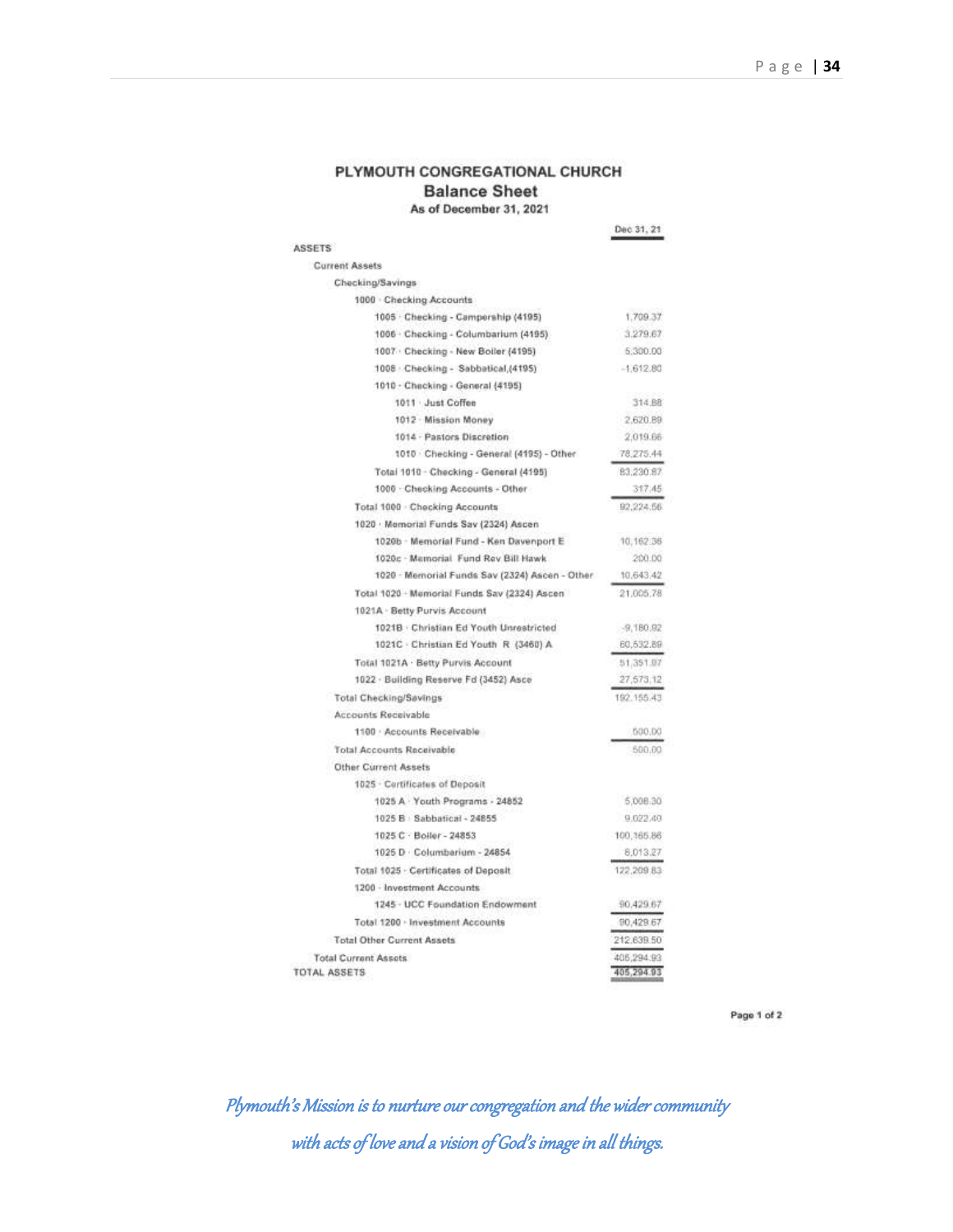## PLYMOUTH CONGREGATIONAL CHURCH

### Balance Sheet

**As of December 31, 2021**

| | Dec 31, 21 |
|---|---|
| ASSETS | |
| Current Assets | |
| Checking/Savings | |
| 1000 · Checking Accounts | |
| 1005 · Checking - Campership (4195) | 1,709.37 |
| 1006 · Checking - Columbarium (4195) | 3,279.67 |
| 1007 · Checking - New Boiler (4195) | 5,300.00 |
| 1008 · Checking - Sabbatical,(4195) | -1,612.80 |
| 1010 · Checking - General (4195) | |
| 1011 · Just Coffee | 314.88 |
| 1012 · Mission Money | 2,620.89 |
| 1014 · Pastors Discretion | 2,019.66 |
| 1010 · Checking - General (4195) - Other | 78,275.44 |
| Total 1010 · Checking - General (4195) | 83,230.87 |
| 1000 · Checking Accounts - Other | 317.45 |
| Total 1000 · Checking Accounts | 92,224.56 |
| 1020 · Memorial Funds Sav (2324) Ascen | |
| 1020b · Memorial Fund - Ken Davenport E | 10,162.36 |
| 1020c · Memorial Fund Rev Bill Hawk | 200.00 |
| 1020 · Memorial Funds Sav (2324) Ascen - Other | 10,643.42 |
| Total 1020 · Memorial Funds Sav (2324) Ascen | 21,005.78 |
| 1021A · Betty Purvis Account | |
| 1021B · Christian Ed Youth Unrestricted | -9,180.92 |
| 1021C · Christian Ed Youth R (3460) A | 60,532.89 |
| Total 1021A · Betty Purvis Account | 51,351.97 |
| 1022 · Building Reserve Fd (3452) Asce | 27,573.12 |
| Total Checking/Savings | 192,155.43 |
| Accounts Receivable | |
| 1100 · Accounts Receivable | 500.00 |
| Total Accounts Receivable | 500.00 |
| Other Current Assets | |
| 1025 · Certificates of Deposit | |
| 1025 A · Youth Programs - 24852 | 5,008.30 |
| 1025 B · Sabbatical - 24855 | 9,022.40 |
| 1025 C · Boiler - 24853 | 100,165.86 |
| 1025 D · Columbarium - 24854 | 8,013.27 |
| Total 1025 · Certificates of Deposit | 122,209.83 |
| 1200 · Investment Accounts | |
| 1245 · UCC Foundation Endowment | 90,429.67 |
| Total 1200 · Investment Accounts | 90,429.67 |
| Total Other Current Assets | 212,639.50 |
| Total Current Assets | 405,294.93 |
| TOTAL ASSETS | 405,294.93 |

*Plymouth's Mission is to nurture our congregation and the wider community with acts of love and a vision of God's image in all things.*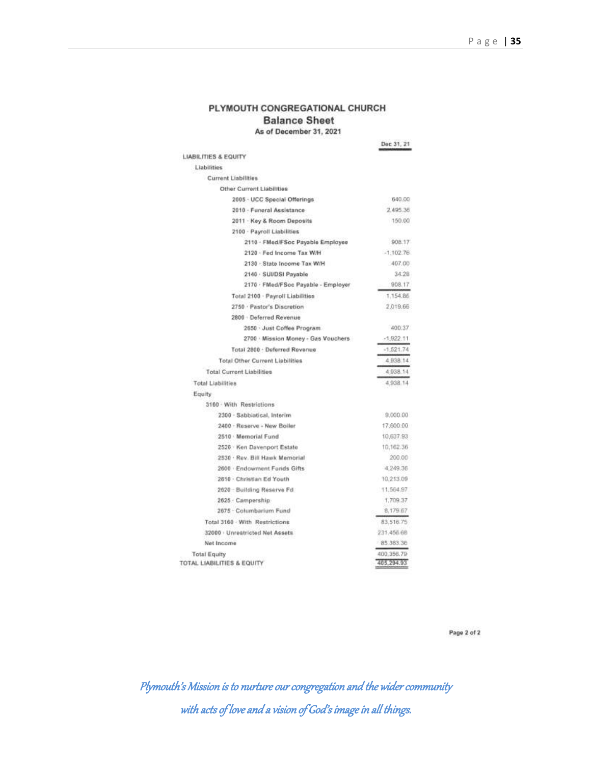# PLYMOUTH CONGREGATIONAL CHURCH

## Balance Sheet

**As of December 31, 2021**

| | Dec 31, 21 |
|---|---|
| LIABILITIES & EQUITY | |
| Liabilities | |
| Current Liabilities | |
| Other Current Liabilities | |
| 2005 · UCC Special Offerings | 640.00 |
| 2010 · Funeral Assistance | 2,495.36 |
| 2011 · Key & Room Deposits | 150.00 |
| 2100 · Payroll Liabilities | |
| 2110 · FMed/FSoc Payable Employee | 908.17 |
| 2120 · Fed Income Tax W/H | -1,102.76 |
| 2130 · State Income Tax W/H | 407.00 |
| 2140 · SUI/DSI Payable | 34.28 |
| 2170 · FMed/FSoc Payable - Employer | 908.17 |
| Total 2100 · Payroll Liabilities | 1,154.86 |
| 2750 · Pastor's Discretion | 2,019.66 |
| 2800 · Deferred Revenue | |
| 2650 · Just Coffee Program | 400.37 |
| 2700 · Mission Money - Gas Vouchers | -1,922.11 |
| Total 2800 · Deferred Revenue | -1,521.74 |
| Total Other Current Liabilities | 4,938.14 |
| Total Current Liabilities | 4,938.14 |
| Total Liabilities | 4,938.14 |
| Equity | |
| 3160 · With Restrictions | |
| 2300 · Sabbiatical, Interim | 9,000.00 |
| 2400 · Reserve - New Boiler | 17,600.00 |
| 2510 · Memorial Fund | 10,637.93 |
| 2520 · Ken Davenport Estate | 10,162.36 |
| 2530 · Rev. Bill Hawk Memorial | 200.00 |
| 2600 · Endowment Funds Gifts | 4,249.36 |
| 2610 · Christian Ed Youth | 10,213.09 |
| 2620 · Building Reserve Fd | 11,564.97 |
| 2625 · Campership | 1,709.37 |
| 2675 · Columbarium Fund | 8,179.67 |
| Total 3160 · With Restrictions | 83,516.75 |
| 32000 · Unrestricted Net Assets | 231,456.68 |
| Net Income | 85,383.36 |
| Total Equity | 400,356.79 |
| TOTAL LIABILITIES & EQUITY | 405,294.93 |

*Plymouth's Mission is to nurture our congregation and the wider community with acts of love and a vision of God's image in all things.*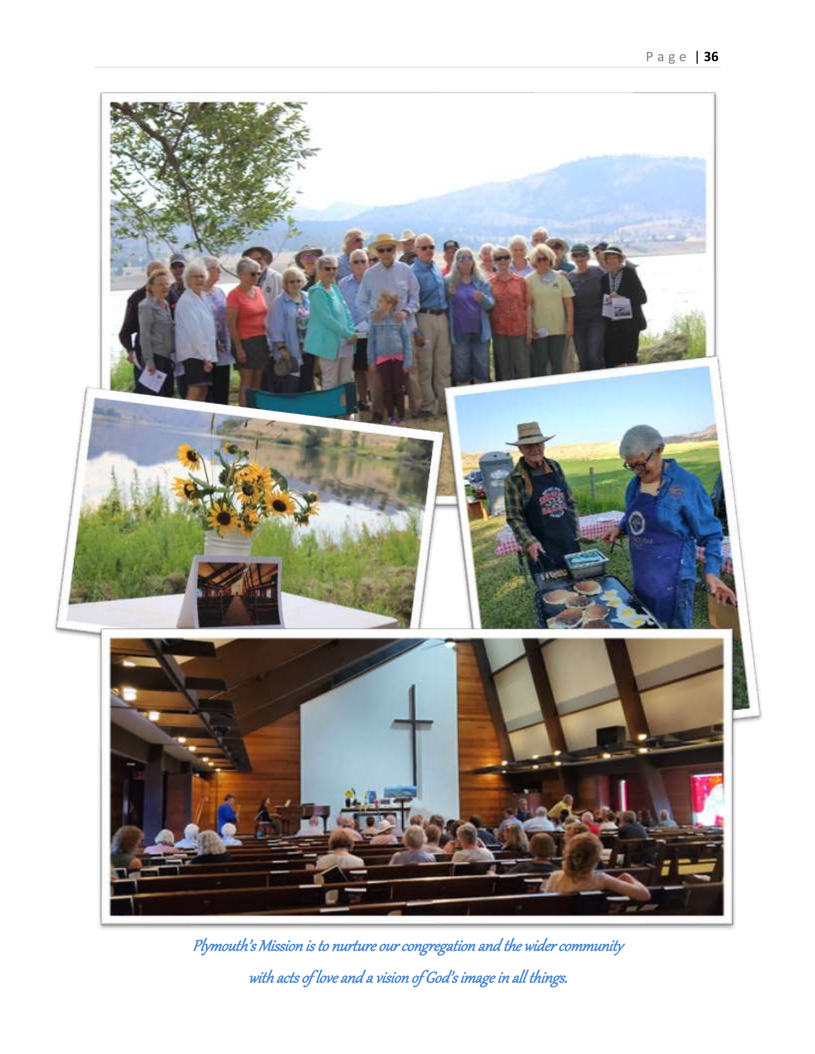*Plymouth's Mission is to nurture our congregation and the wider community with acts of love and a vision of God's image in all things.*